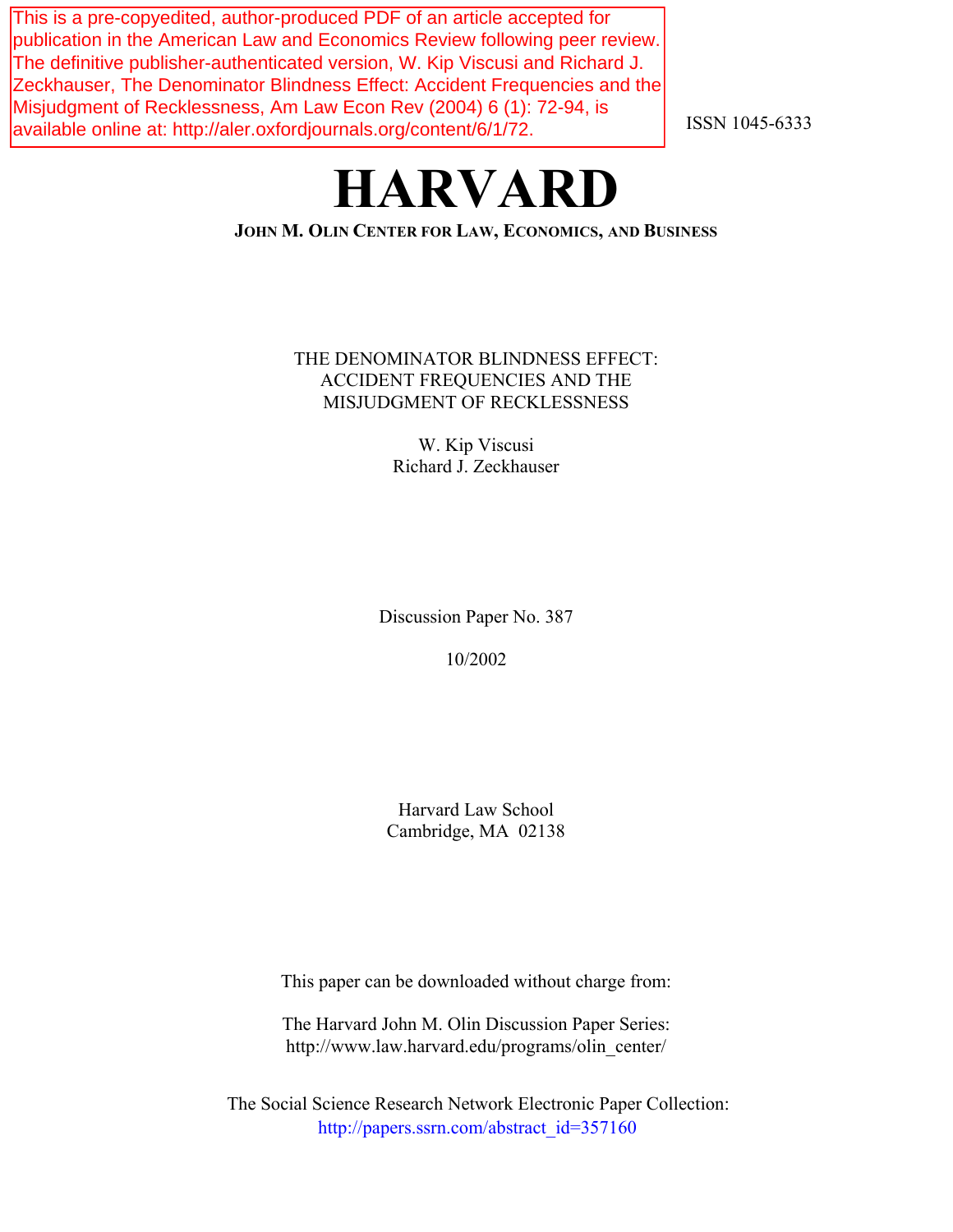This is a pre-copyedited, author-produced PDF of an article accepted for publication in the American Law and Economics Review following peer review. The definitive publisher-authenticated version, W. Kip Viscusi and Richard J. Zeckhauser, The Denominator Blindness Effect: Accident Frequencies and the Misjudgment of Recklessness, Am Law Econ Rev (2004) 6 (1): 72-94, is available online at: http://aler.oxfordjournals.org/content/6/1/72.

ISSN 1045-6333

# HARVARD

**JOHN M. OLIN CENTER FOR LAW, ECONOMICS, AND BUSINESS**

THE DENOMINATOR BLINDNESS EFFECT:
ACCIDENT FREQUENCIES AND THE
MISJUDGMENT OF RECKLESSNESS

W. Kip Viscusi
Richard J. Zeckhauser

Discussion Paper No. 387

10/2002

Harvard Law School
Cambridge, MA 02138

This paper can be downloaded without charge from:

The Harvard John M. Olin Discussion Paper Series:
http://www.law.harvard.edu/programs/olin_center/

The Social Science Research Network Electronic Paper Collection:
http://papers.ssrn.com/abstract_id=357160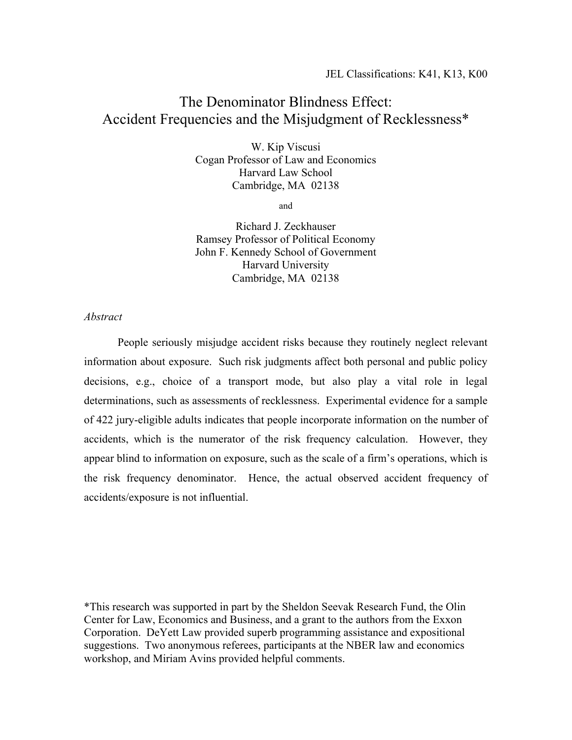JEL Classifications: K41, K13, K00

# The Denominator Blindness Effect: Accident Frequencies and the Misjudgment of Recklessness*

W. Kip Viscusi
Cogan Professor of Law and Economics
Harvard Law School
Cambridge, MA 02138

and

Richard J. Zeckhauser
Ramsey Professor of Political Economy
John F. Kennedy School of Government
Harvard University
Cambridge, MA 02138

*Abstract*

People seriously misjudge accident risks because they routinely neglect relevant information about exposure. Such risk judgments affect both personal and public policy decisions, e.g., choice of a transport mode, but also play a vital role in legal determinations, such as assessments of recklessness. Experimental evidence for a sample of 422 jury-eligible adults indicates that people incorporate information on the number of accidents, which is the numerator of the risk frequency calculation. However, they appear blind to information on exposure, such as the scale of a firm's operations, which is the risk frequency denominator. Hence, the actual observed accident frequency of accidents/exposure is not influential.

*This research was supported in part by the Sheldon Seevak Research Fund, the Olin Center for Law, Economics and Business, and a grant to the authors from the Exxon Corporation. DeYett Law provided superb programming assistance and expositional suggestions. Two anonymous referees, participants at the NBER law and economics workshop, and Miriam Avins provided helpful comments.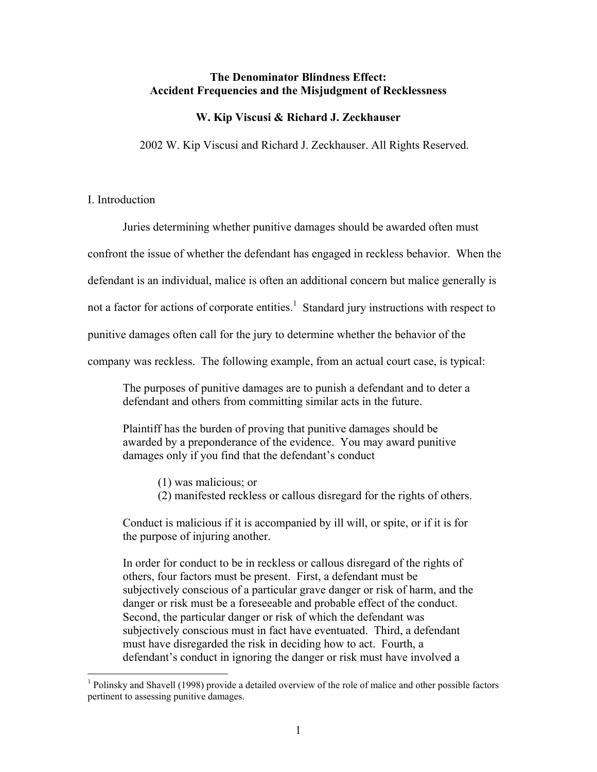# The Denominator Blindness Effect: Accident Frequencies and the Misjudgment of Recklessness

**W. Kip Viscusi & Richard J. Zeckhauser**

2002 W. Kip Viscusi and Richard J. Zeckhauser. All Rights Reserved.

## I. Introduction

Juries determining whether punitive damages should be awarded often must confront the issue of whether the defendant has engaged in reckless behavior. When the defendant is an individual, malice is often an additional concern but malice generally is not a factor for actions of corporate entities.[1] Standard jury instructions with respect to punitive damages often call for the jury to determine whether the behavior of the company was reckless. The following example, from an actual court case, is typical:

> The purposes of punitive damages are to punish a defendant and to deter a defendant and others from committing similar acts in the future.
>
> Plaintiff has the burden of proving that punitive damages should be awarded by a preponderance of the evidence. You may award punitive damages only if you find that the defendant's conduct
>
> (1) was malicious; or
> (2) manifested reckless or callous disregard for the rights of others.
>
> Conduct is malicious if it is accompanied by ill will, or spite, or if it is for the purpose of injuring another.
>
> In order for conduct to be in reckless or callous disregard of the rights of others, four factors must be present. First, a defendant must be subjectively conscious of a particular grave danger or risk of harm, and the danger or risk must be a foreseeable and probable effect of the conduct. Second, the particular danger or risk of which the defendant was subjectively conscious must in fact have eventuated. Third, a defendant must have disregarded the risk in deciding how to act. Fourth, a defendant's conduct in ignoring the danger or risk must have involved a

[1] Polinsky and Shavell (1998) provide a detailed overview of the role of malice and other possible factors pertinent to assessing punitive damages.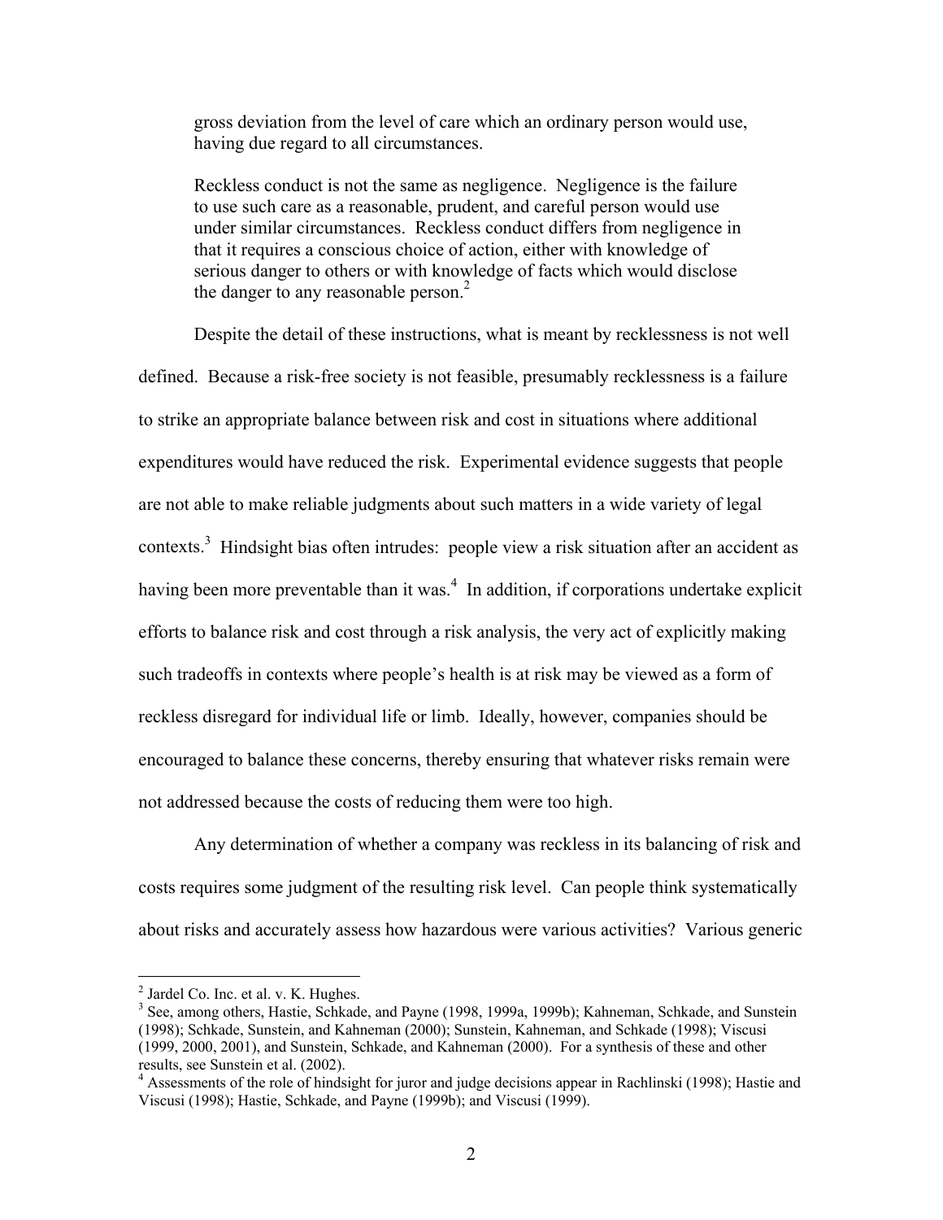> gross deviation from the level of care which an ordinary person would use, having due regard to all circumstances.
>
> Reckless conduct is not the same as negligence. Negligence is the failure to use such care as a reasonable, prudent, and careful person would use under similar circumstances. Reckless conduct differs from negligence in that it requires a conscious choice of action, either with knowledge of serious danger to others or with knowledge of facts which would disclose the danger to any reasonable person.[2]

Despite the detail of these instructions, what is meant by recklessness is not well defined. Because a risk-free society is not feasible, presumably recklessness is a failure to strike an appropriate balance between risk and cost in situations where additional expenditures would have reduced the risk. Experimental evidence suggests that people are not able to make reliable judgments about such matters in a wide variety of legal contexts.[3] Hindsight bias often intrudes: people view a risk situation after an accident as having been more preventable than it was.[4] In addition, if corporations undertake explicit efforts to balance risk and cost through a risk analysis, the very act of explicitly making such tradeoffs in contexts where people's health is at risk may be viewed as a form of reckless disregard for individual life or limb. Ideally, however, companies should be encouraged to balance these concerns, thereby ensuring that whatever risks remain were not addressed because the costs of reducing them were too high.

Any determination of whether a company was reckless in its balancing of risk and costs requires some judgment of the resulting risk level. Can people think systematically about risks and accurately assess how hazardous were various activities? Various generic

---

[2] Jardel Co. Inc. et al. v. K. Hughes.

[3] See, among others, Hastie, Schkade, and Payne (1998, 1999a, 1999b); Kahneman, Schkade, and Sunstein (1998); Schkade, Sunstein, and Kahneman (2000); Sunstein, Kahneman, and Schkade (1998); Viscusi (1999, 2000, 2001), and Sunstein, Schkade, and Kahneman (2000). For a synthesis of these and other results, see Sunstein et al. (2002).

[4] Assessments of the role of hindsight for juror and judge decisions appear in Rachlinski (1998); Hastie and Viscusi (1998); Hastie, Schkade, and Payne (1999b); and Viscusi (1999).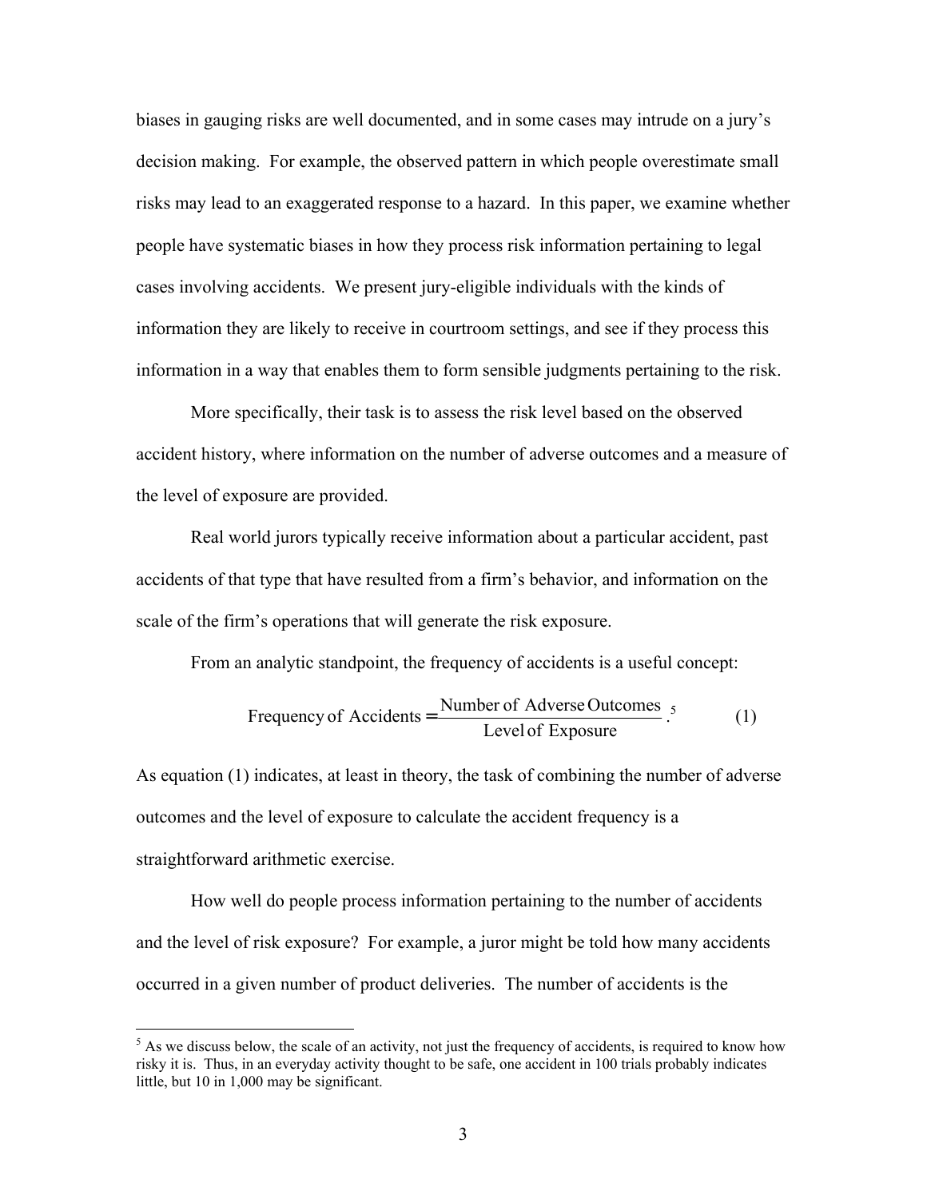biases in gauging risks are well documented, and in some cases may intrude on a jury's decision making. For example, the observed pattern in which people overestimate small risks may lead to an exaggerated response to a hazard. In this paper, we examine whether people have systematic biases in how they process risk information pertaining to legal cases involving accidents. We present jury-eligible individuals with the kinds of information they are likely to receive in courtroom settings, and see if they process this information in a way that enables them to form sensible judgments pertaining to the risk.

More specifically, their task is to assess the risk level based on the observed accident history, where information on the number of adverse outcomes and a measure of the level of exposure are provided.

Real world jurors typically receive information about a particular accident, past accidents of that type that have resulted from a firm's behavior, and information on the scale of the firm's operations that will generate the risk exposure.

From an analytic standpoint, the frequency of accidents is a useful concept:

$$\text{Frequency of Accidents} = \frac{\text{Number of Adverse Outcomes}}{\text{Level of Exposure}}. \quad (1)$$

[5]

As equation (1) indicates, at least in theory, the task of combining the number of adverse outcomes and the level of exposure to calculate the accident frequency is a straightforward arithmetic exercise.

How well do people process information pertaining to the number of accidents and the level of risk exposure? For example, a juror might be told how many accidents occurred in a given number of product deliveries. The number of accidents is the

---

[5] As we discuss below, the scale of an activity, not just the frequency of accidents, is required to know how risky it is. Thus, in an everyday activity thought to be safe, one accident in 100 trials probably indicates little, but 10 in 1,000 may be significant.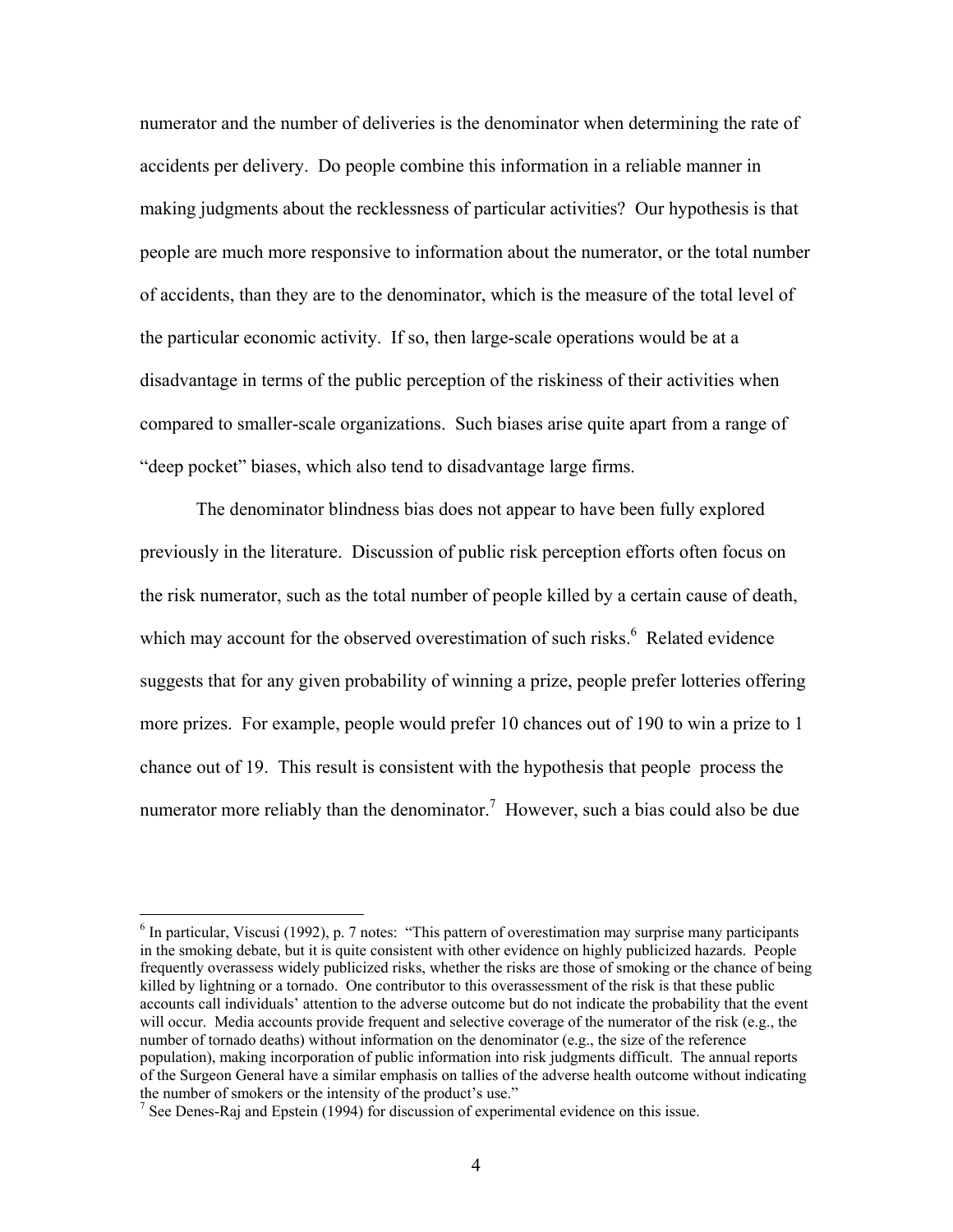numerator and the number of deliveries is the denominator when determining the rate of accidents per delivery. Do people combine this information in a reliable manner in making judgments about the recklessness of particular activities? Our hypothesis is that people are much more responsive to information about the numerator, or the total number of accidents, than they are to the denominator, which is the measure of the total level of the particular economic activity. If so, then large-scale operations would be at a disadvantage in terms of the public perception of the riskiness of their activities when compared to smaller-scale organizations. Such biases arise quite apart from a range of "deep pocket" biases, which also tend to disadvantage large firms.

The denominator blindness bias does not appear to have been fully explored previously in the literature. Discussion of public risk perception efforts often focus on the risk numerator, such as the total number of people killed by a certain cause of death, which may account for the observed overestimation of such risks.[6] Related evidence suggests that for any given probability of winning a prize, people prefer lotteries offering more prizes. For example, people would prefer 10 chances out of 190 to win a prize to 1 chance out of 19. This result is consistent with the hypothesis that people process the numerator more reliably than the denominator.[7] However, such a bias could also be due

---

[6] In particular, Viscusi (1992), p. 7 notes: "This pattern of overestimation may surprise many participants in the smoking debate, but it is quite consistent with other evidence on highly publicized hazards. People frequently overassess widely publicized risks, whether the risks are those of smoking or the chance of being killed by lightning or a tornado. One contributor to this overassessment of the risk is that these public accounts call individuals' attention to the adverse outcome but do not indicate the probability that the event will occur. Media accounts provide frequent and selective coverage of the numerator of the risk (e.g., the number of tornado deaths) without information on the denominator (e.g., the size of the reference population), making incorporation of public information into risk judgments difficult. The annual reports of the Surgeon General have a similar emphasis on tallies of the adverse health outcome without indicating the number of smokers or the intensity of the product's use."

[7] See Denes-Raj and Epstein (1994) for discussion of experimental evidence on this issue.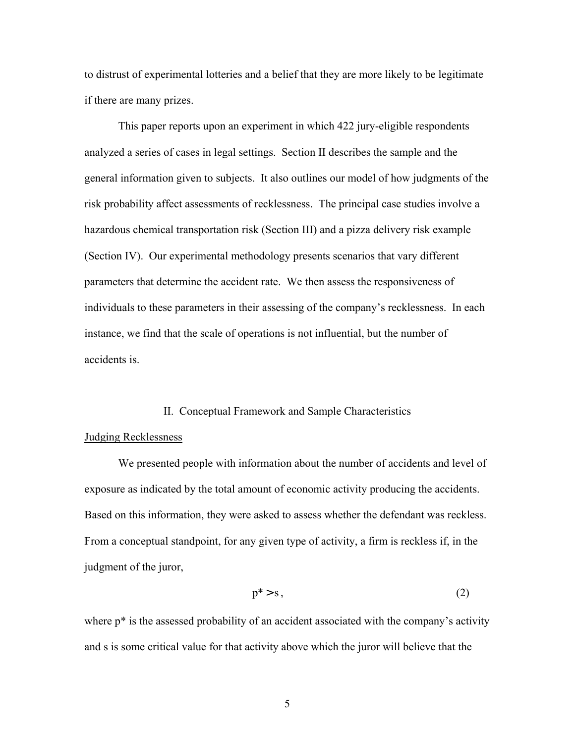to distrust of experimental lotteries and a belief that they are more likely to be legitimate if there are many prizes.

This paper reports upon an experiment in which 422 jury-eligible respondents analyzed a series of cases in legal settings. Section II describes the sample and the general information given to subjects. It also outlines our model of how judgments of the risk probability affect assessments of recklessness. The principal case studies involve a hazardous chemical transportation risk (Section III) and a pizza delivery risk example (Section IV). Our experimental methodology presents scenarios that vary different parameters that determine the accident rate. We then assess the responsiveness of individuals to these parameters in their assessing of the company's recklessness. In each instance, we find that the scale of operations is not influential, but the number of accidents is.

## II. Conceptual Framework and Sample Characteristics

### Judging Recklessness

We presented people with information about the number of accidents and level of exposure as indicated by the total amount of economic activity producing the accidents. Based on this information, they were asked to assess whether the defendant was reckless. From a conceptual standpoint, for any given type of activity, a firm is reckless if, in the judgment of the juror,

$$p^* > s, \tag{2}$$

where $p^*$ is the assessed probability of an accident associated with the company's activity and s is some critical value for that activity above which the juror will believe that the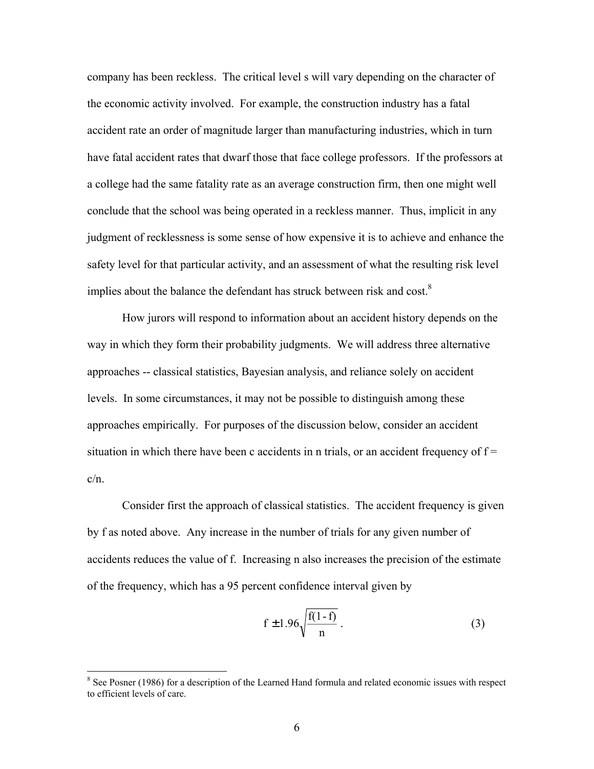company has been reckless. The critical level s will vary depending on the character of the economic activity involved. For example, the construction industry has a fatal accident rate an order of magnitude larger than manufacturing industries, which in turn have fatal accident rates that dwarf those that face college professors. If the professors at a college had the same fatality rate as an average construction firm, then one might well conclude that the school was being operated in a reckless manner. Thus, implicit in any judgment of recklessness is some sense of how expensive it is to achieve and enhance the safety level for that particular activity, and an assessment of what the resulting risk level implies about the balance the defendant has struck between risk and cost.[8]

How jurors will respond to information about an accident history depends on the way in which they form their probability judgments. We will address three alternative approaches -- classical statistics, Bayesian analysis, and reliance solely on accident levels. In some circumstances, it may not be possible to distinguish among these approaches empirically. For purposes of the discussion below, consider an accident situation in which there have been c accidents in n trials, or an accident frequency of $f = c/n$.

Consider first the approach of classical statistics. The accident frequency is given by f as noted above. Any increase in the number of trials for any given number of accidents reduces the value of f. Increasing n also increases the precision of the estimate of the frequency, which has a 95 percent confidence interval given by

$$f \pm 1.96\sqrt{\frac{f(1-f)}{n}}\,. \tag{3}$$

[8] See Posner (1986) for a description of the Learned Hand formula and related economic issues with respect to efficient levels of care.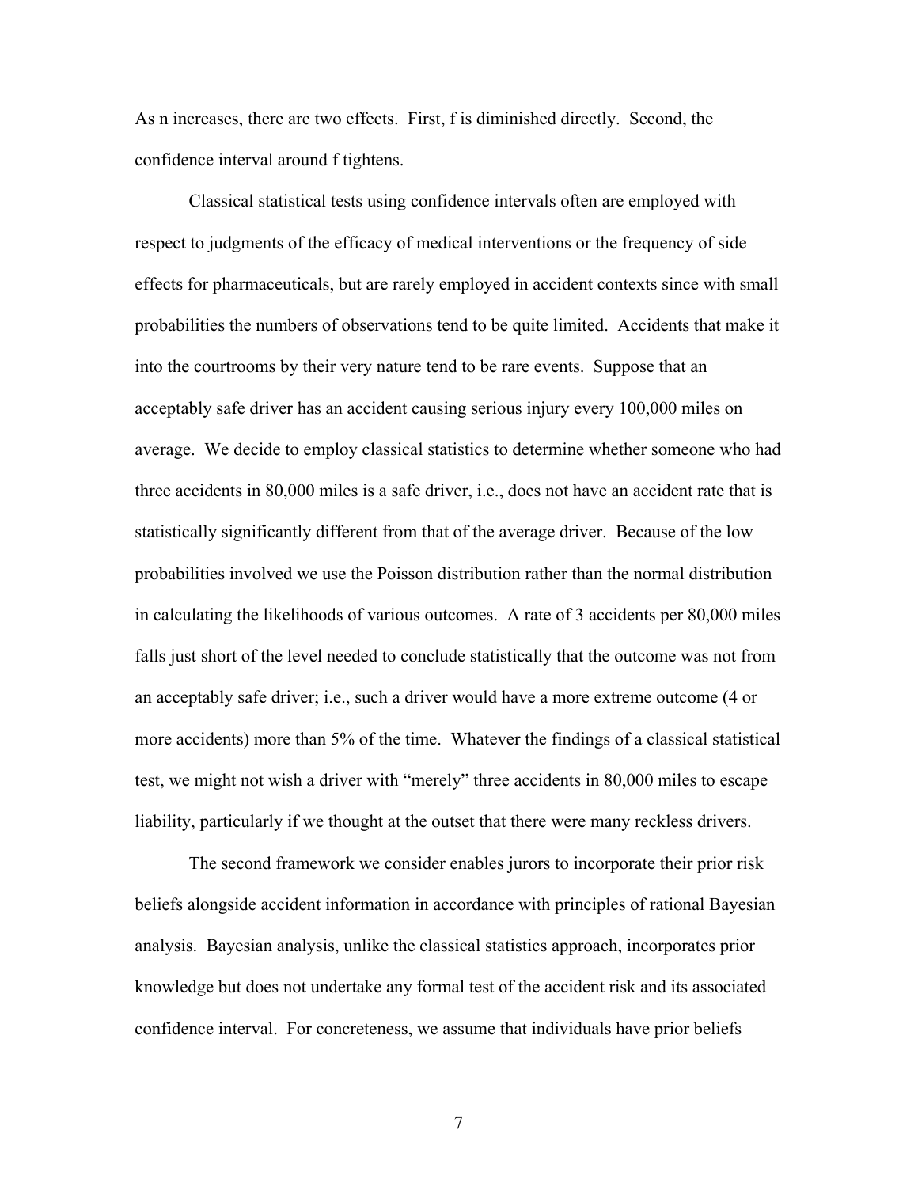As n increases, there are two effects. First, f is diminished directly. Second, the confidence interval around f tightens.

Classical statistical tests using confidence intervals often are employed with respect to judgments of the efficacy of medical interventions or the frequency of side effects for pharmaceuticals, but are rarely employed in accident contexts since with small probabilities the numbers of observations tend to be quite limited. Accidents that make it into the courtrooms by their very nature tend to be rare events. Suppose that an acceptably safe driver has an accident causing serious injury every 100,000 miles on average. We decide to employ classical statistics to determine whether someone who had three accidents in 80,000 miles is a safe driver, i.e., does not have an accident rate that is statistically significantly different from that of the average driver. Because of the low probabilities involved we use the Poisson distribution rather than the normal distribution in calculating the likelihoods of various outcomes. A rate of 3 accidents per 80,000 miles falls just short of the level needed to conclude statistically that the outcome was not from an acceptably safe driver; i.e., such a driver would have a more extreme outcome (4 or more accidents) more than 5% of the time. Whatever the findings of a classical statistical test, we might not wish a driver with "merely" three accidents in 80,000 miles to escape liability, particularly if we thought at the outset that there were many reckless drivers.

The second framework we consider enables jurors to incorporate their prior risk beliefs alongside accident information in accordance with principles of rational Bayesian analysis. Bayesian analysis, unlike the classical statistics approach, incorporates prior knowledge but does not undertake any formal test of the accident risk and its associated confidence interval. For concreteness, we assume that individuals have prior beliefs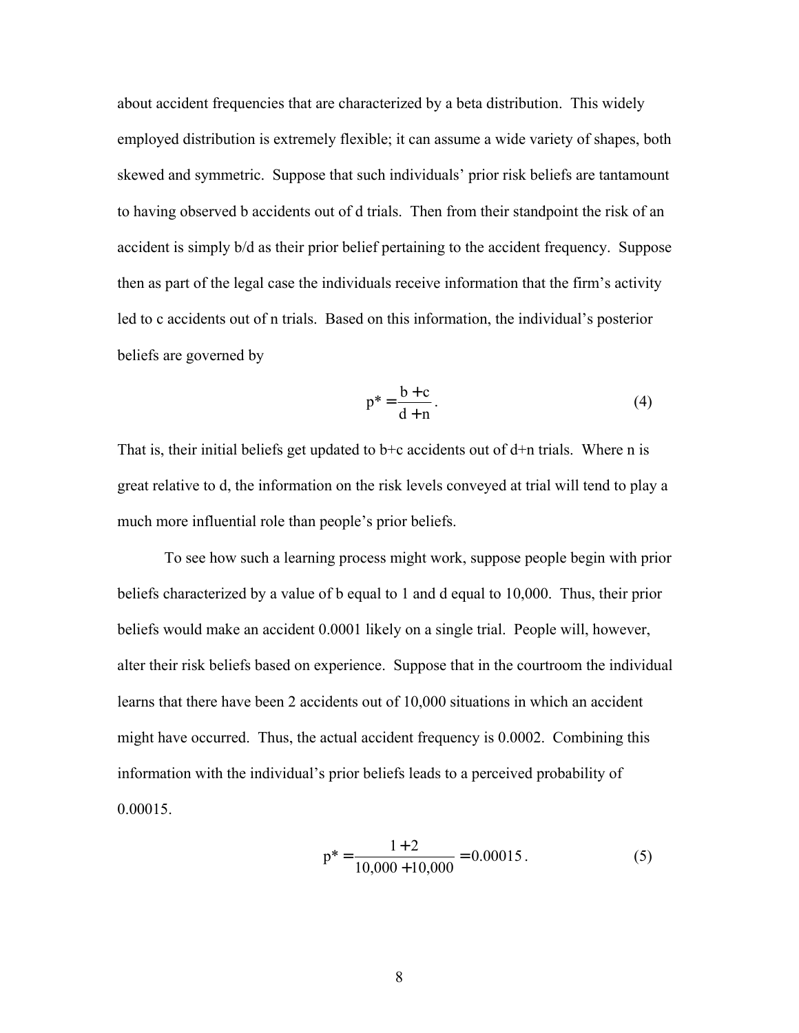about accident frequencies that are characterized by a beta distribution. This widely employed distribution is extremely flexible; it can assume a wide variety of shapes, both skewed and symmetric. Suppose that such individuals' prior risk beliefs are tantamount to having observed b accidents out of d trials. Then from their standpoint the risk of an accident is simply b/d as their prior belief pertaining to the accident frequency. Suppose then as part of the legal case the individuals receive information that the firm's activity led to c accidents out of n trials. Based on this information, the individual's posterior beliefs are governed by

$$p^* = \frac{b + c}{d + n}. \tag{4}$$

That is, their initial beliefs get updated to b+c accidents out of d+n trials. Where n is great relative to d, the information on the risk levels conveyed at trial will tend to play a much more influential role than people's prior beliefs.

To see how such a learning process might work, suppose people begin with prior beliefs characterized by a value of b equal to 1 and d equal to 10,000. Thus, their prior beliefs would make an accident 0.0001 likely on a single trial. People will, however, alter their risk beliefs based on experience. Suppose that in the courtroom the individual learns that there have been 2 accidents out of 10,000 situations in which an accident might have occurred. Thus, the actual accident frequency is 0.0002. Combining this information with the individual's prior beliefs leads to a perceived probability of 0.00015.

$$p^* = \frac{1 + 2}{10{,}000 + 10{,}000} = 0.00015. \tag{5}$$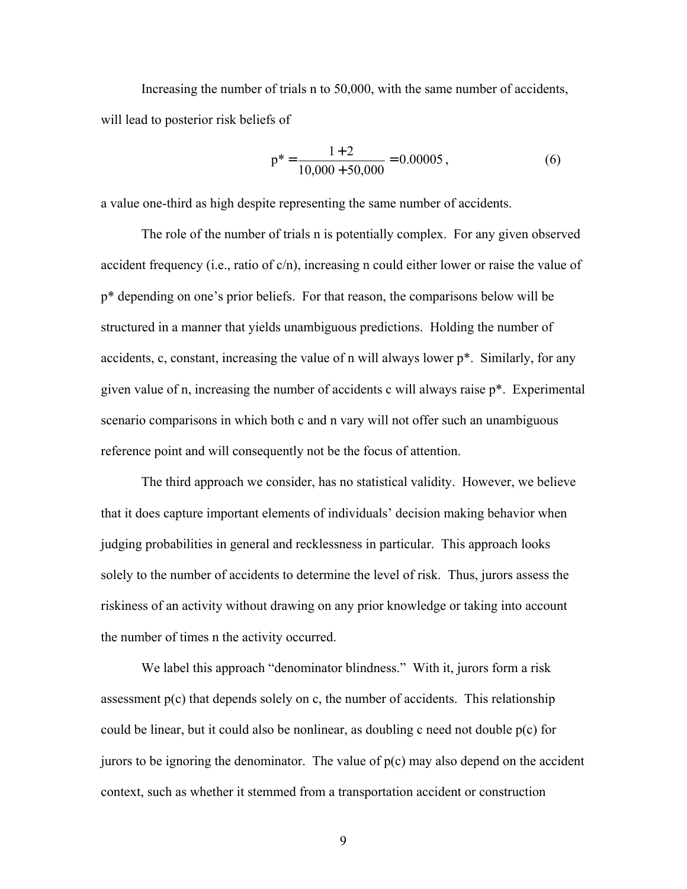Increasing the number of trials n to 50,000, with the same number of accidents, will lead to posterior risk beliefs of

$$p^* = \frac{1+2}{10{,}000+50{,}000} = 0.00005, \qquad (6)$$

a value one-third as high despite representing the same number of accidents.

The role of the number of trials n is potentially complex. For any given observed accident frequency (i.e., ratio of c/n), increasing n could either lower or raise the value of p* depending on one's prior beliefs. For that reason, the comparisons below will be structured in a manner that yields unambiguous predictions. Holding the number of accidents, c, constant, increasing the value of n will always lower p*. Similarly, for any given value of n, increasing the number of accidents c will always raise p*. Experimental scenario comparisons in which both c and n vary will not offer such an unambiguous reference point and will consequently not be the focus of attention.

The third approach we consider, has no statistical validity. However, we believe that it does capture important elements of individuals' decision making behavior when judging probabilities in general and recklessness in particular. This approach looks solely to the number of accidents to determine the level of risk. Thus, jurors assess the riskiness of an activity without drawing on any prior knowledge or taking into account the number of times n the activity occurred.

We label this approach "denominator blindness." With it, jurors form a risk assessment p(c) that depends solely on c, the number of accidents. This relationship could be linear, but it could also be nonlinear, as doubling c need not double p(c) for jurors to be ignoring the denominator. The value of p(c) may also depend on the accident context, such as whether it stemmed from a transportation accident or construction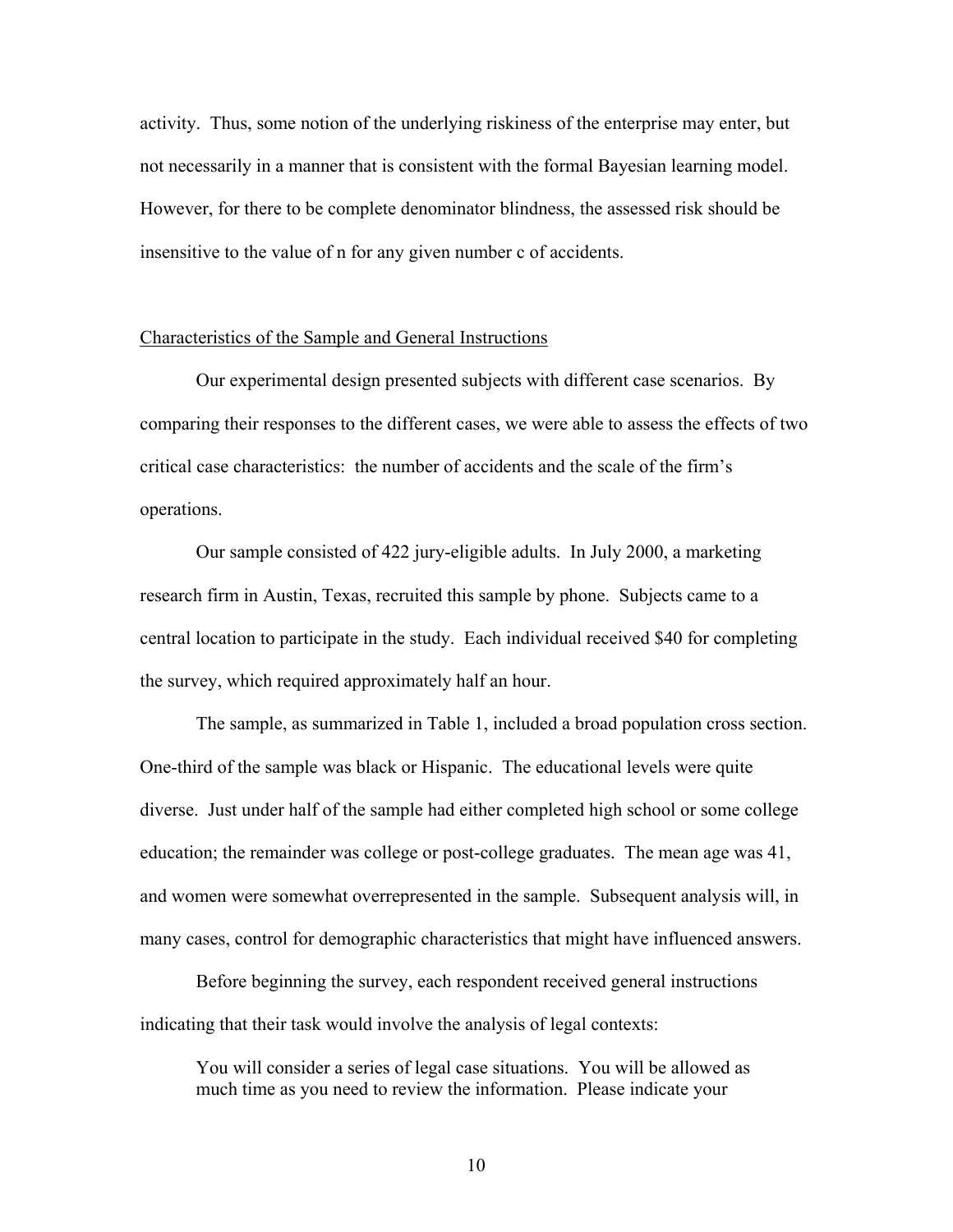activity. Thus, some notion of the underlying riskiness of the enterprise may enter, but not necessarily in a manner that is consistent with the formal Bayesian learning model. However, for there to be complete denominator blindness, the assessed risk should be insensitive to the value of $n$ for any given number $c$ of accidents.

## Characteristics of the Sample and General Instructions

Our experimental design presented subjects with different case scenarios. By comparing their responses to the different cases, we were able to assess the effects of two critical case characteristics: the number of accidents and the scale of the firm's operations.

Our sample consisted of 422 jury-eligible adults. In July 2000, a marketing research firm in Austin, Texas, recruited this sample by phone. Subjects came to a central location to participate in the study. Each individual received $40 for completing the survey, which required approximately half an hour.

The sample, as summarized in Table 1, included a broad population cross section. One-third of the sample was black or Hispanic. The educational levels were quite diverse. Just under half of the sample had either completed high school or some college education; the remainder was college or post-college graduates. The mean age was 41, and women were somewhat overrepresented in the sample. Subsequent analysis will, in many cases, control for demographic characteristics that might have influenced answers.

Before beginning the survey, each respondent received general instructions indicating that their task would involve the analysis of legal contexts:

> You will consider a series of legal case situations. You will be allowed as much time as you need to review the information. Please indicate your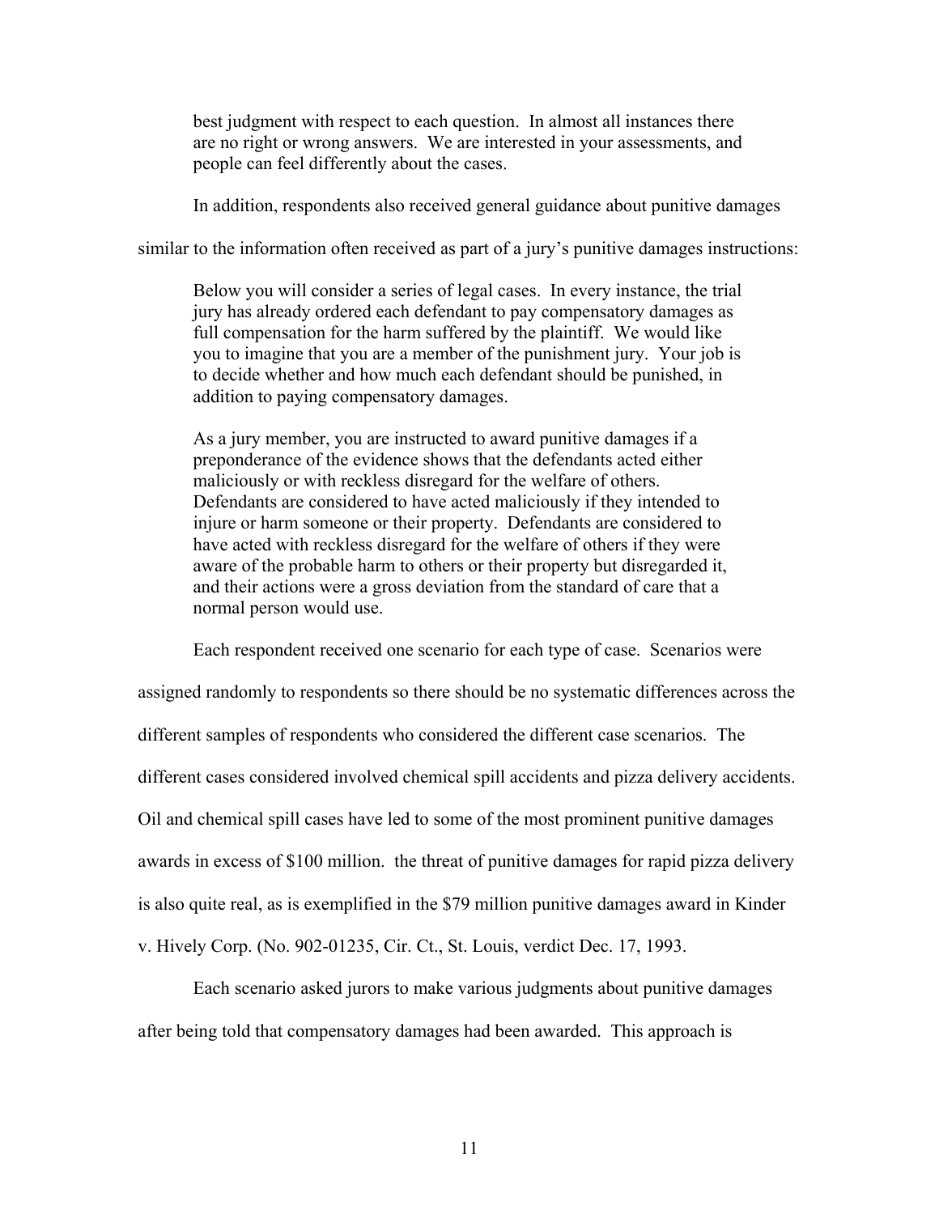> best judgment with respect to each question. In almost all instances there are no right or wrong answers. We are interested in your assessments, and people can feel differently about the cases.

In addition, respondents also received general guidance about punitive damages similar to the information often received as part of a jury's punitive damages instructions:

> Below you will consider a series of legal cases. In every instance, the trial jury has already ordered each defendant to pay compensatory damages as full compensation for the harm suffered by the plaintiff. We would like you to imagine that you are a member of the punishment jury. Your job is to decide whether and how much each defendant should be punished, in addition to paying compensatory damages.
>
> As a jury member, you are instructed to award punitive damages if a preponderance of the evidence shows that the defendants acted either maliciously or with reckless disregard for the welfare of others. Defendants are considered to have acted maliciously if they intended to injure or harm someone or their property. Defendants are considered to have acted with reckless disregard for the welfare of others if they were aware of the probable harm to others or their property but disregarded it, and their actions were a gross deviation from the standard of care that a normal person would use.

Each respondent received one scenario for each type of case. Scenarios were assigned randomly to respondents so there should be no systematic differences across the different samples of respondents who considered the different case scenarios. The different cases considered involved chemical spill accidents and pizza delivery accidents. Oil and chemical spill cases have led to some of the most prominent punitive damages awards in excess of $100 million. the threat of punitive damages for rapid pizza delivery is also quite real, as is exemplified in the $79 million punitive damages award in Kinder v. Hively Corp. (No. 902-01235, Cir. Ct., St. Louis, verdict Dec. 17, 1993.

Each scenario asked jurors to make various judgments about punitive damages after being told that compensatory damages had been awarded. This approach is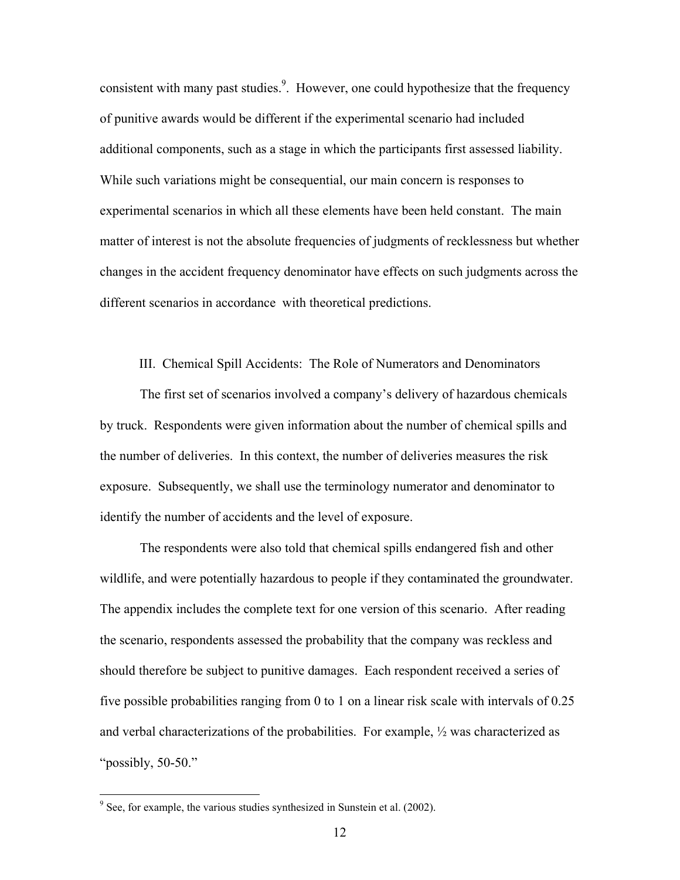consistent with many past studies.[9]. However, one could hypothesize that the frequency of punitive awards would be different if the experimental scenario had included additional components, such as a stage in which the participants first assessed liability. While such variations might be consequential, our main concern is responses to experimental scenarios in which all these elements have been held constant. The main matter of interest is not the absolute frequencies of judgments of recklessness but whether changes in the accident frequency denominator have effects on such judgments across the different scenarios in accordance with theoretical predictions.

## III. Chemical Spill Accidents: The Role of Numerators and Denominators

The first set of scenarios involved a company's delivery of hazardous chemicals by truck. Respondents were given information about the number of chemical spills and the number of deliveries. In this context, the number of deliveries measures the risk exposure. Subsequently, we shall use the terminology numerator and denominator to identify the number of accidents and the level of exposure.

The respondents were also told that chemical spills endangered fish and other wildlife, and were potentially hazardous to people if they contaminated the groundwater. The appendix includes the complete text for one version of this scenario. After reading the scenario, respondents assessed the probability that the company was reckless and should therefore be subject to punitive damages. Each respondent received a series of five possible probabilities ranging from 0 to 1 on a linear risk scale with intervals of 0.25 and verbal characterizations of the probabilities. For example, ½ was characterized as "possibly, 50-50."

---

[9] See, for example, the various studies synthesized in Sunstein et al. (2002).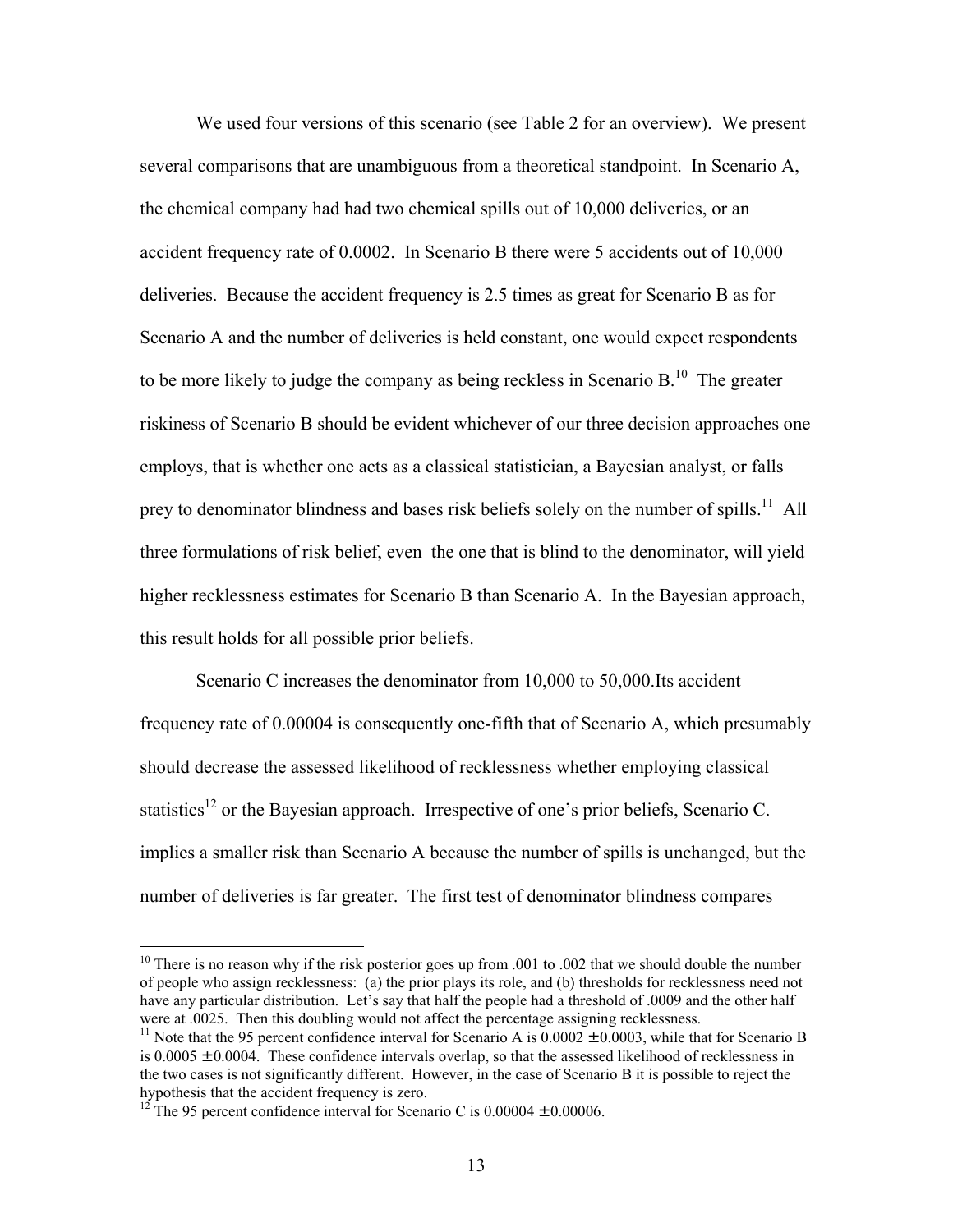We used four versions of this scenario (see Table 2 for an overview). We present several comparisons that are unambiguous from a theoretical standpoint. In Scenario A, the chemical company had had two chemical spills out of 10,000 deliveries, or an accident frequency rate of 0.0002. In Scenario B there were 5 accidents out of 10,000 deliveries. Because the accident frequency is 2.5 times as great for Scenario B as for Scenario A and the number of deliveries is held constant, one would expect respondents to be more likely to judge the company as being reckless in Scenario B.[10] The greater riskiness of Scenario B should be evident whichever of our three decision approaches one employs, that is whether one acts as a classical statistician, a Bayesian analyst, or falls prey to denominator blindness and bases risk beliefs solely on the number of spills.[11] All three formulations of risk belief, even the one that is blind to the denominator, will yield higher recklessness estimates for Scenario B than Scenario A. In the Bayesian approach, this result holds for all possible prior beliefs.

Scenario C increases the denominator from 10,000 to 50,000.Its accident frequency rate of 0.00004 is consequently one-fifth that of Scenario A, which presumably should decrease the assessed likelihood of recklessness whether employing classical statistics[12] or the Bayesian approach. Irrespective of one's prior beliefs, Scenario C. implies a smaller risk than Scenario A because the number of spills is unchanged, but the number of deliveries is far greater. The first test of denominator blindness compares

---

[10] There is no reason why if the risk posterior goes up from .001 to .002 that we should double the number of people who assign recklessness: (a) the prior plays its role, and (b) thresholds for recklessness need not have any particular distribution. Let's say that half the people had a threshold of .0009 and the other half were at .0025. Then this doubling would not affect the percentage assigning recklessness.

[11] Note that the 95 percent confidence interval for Scenario A is $0.0002 \pm 0.0003$, while that for Scenario B is $0.0005 \pm 0.0004$. These confidence intervals overlap, so that the assessed likelihood of recklessness in the two cases is not significantly different. However, in the case of Scenario B it is possible to reject the hypothesis that the accident frequency is zero.

[12] The 95 percent confidence interval for Scenario C is $0.00004 \pm 0.00006$.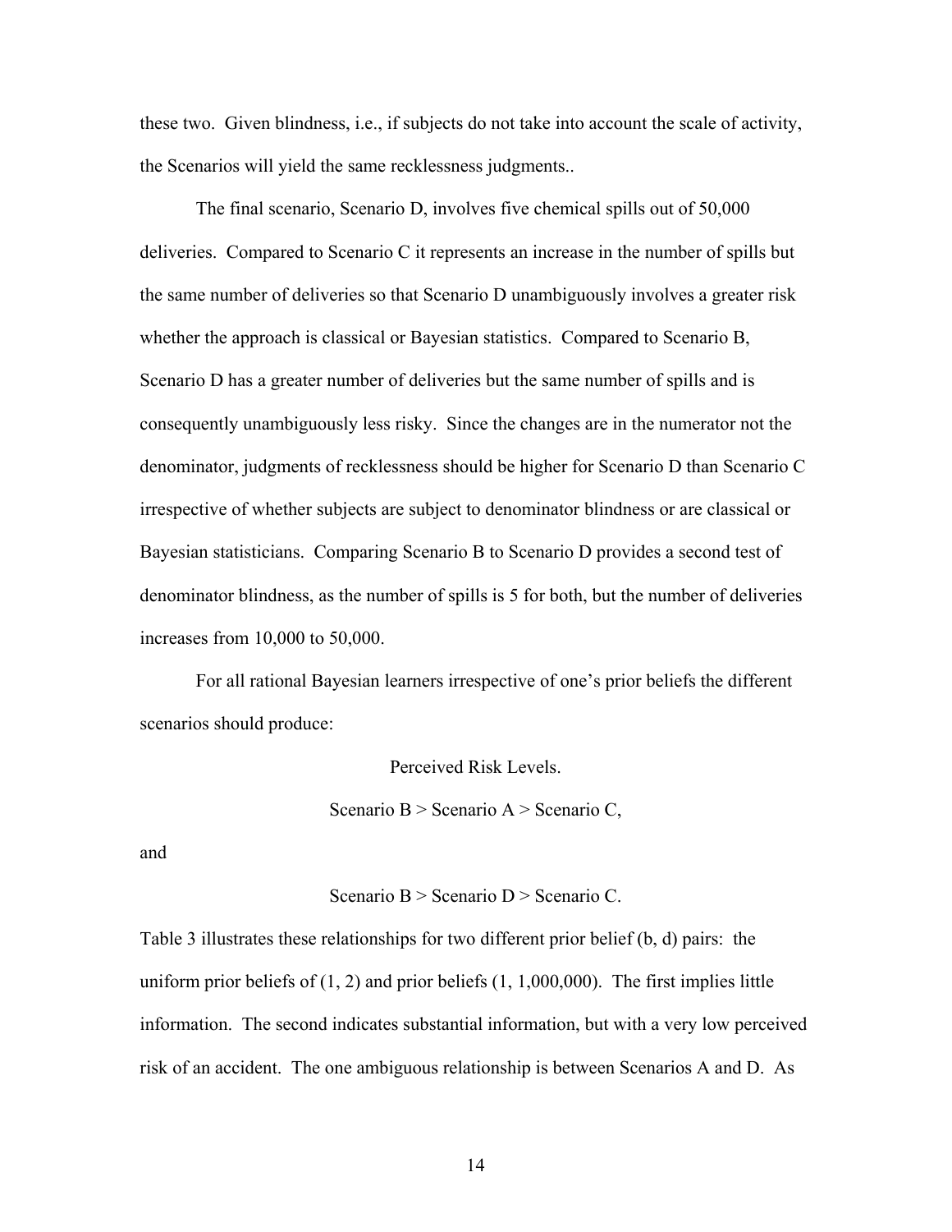these two. Given blindness, i.e., if subjects do not take into account the scale of activity, the Scenarios will yield the same recklessness judgments..

The final scenario, Scenario D, involves five chemical spills out of 50,000 deliveries. Compared to Scenario C it represents an increase in the number of spills but the same number of deliveries so that Scenario D unambiguously involves a greater risk whether the approach is classical or Bayesian statistics. Compared to Scenario B, Scenario D has a greater number of deliveries but the same number of spills and is consequently unambiguously less risky. Since the changes are in the numerator not the denominator, judgments of recklessness should be higher for Scenario D than Scenario C irrespective of whether subjects are subject to denominator blindness or are classical or Bayesian statisticians. Comparing Scenario B to Scenario D provides a second test of denominator blindness, as the number of spills is 5 for both, but the number of deliveries increases from 10,000 to 50,000.

For all rational Bayesian learners irrespective of one's prior beliefs the different scenarios should produce:

Perceived Risk Levels.

Scenario B > Scenario A > Scenario C,

and

Scenario B > Scenario D > Scenario C.

Table 3 illustrates these relationships for two different prior belief (b, d) pairs: the uniform prior beliefs of (1, 2) and prior beliefs (1, 1,000,000). The first implies little information. The second indicates substantial information, but with a very low perceived risk of an accident. The one ambiguous relationship is between Scenarios A and D. As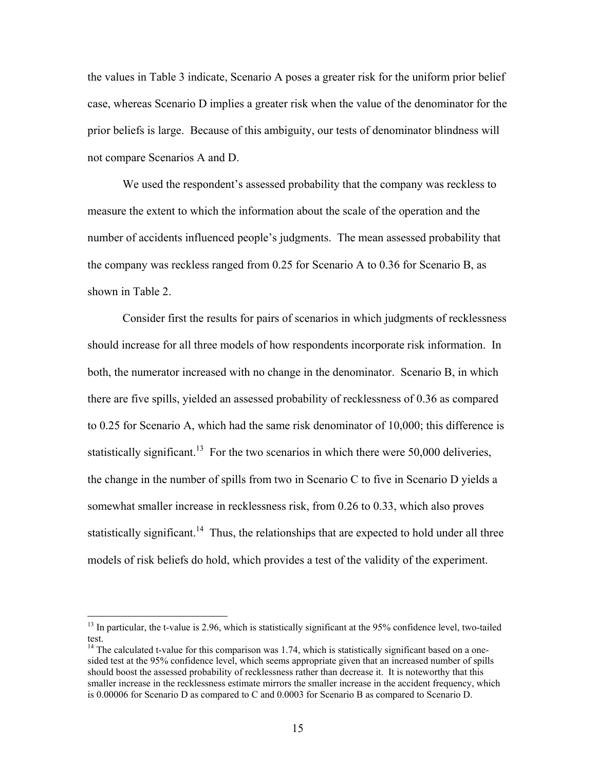the values in Table 3 indicate, Scenario A poses a greater risk for the uniform prior belief case, whereas Scenario D implies a greater risk when the value of the denominator for the prior beliefs is large. Because of this ambiguity, our tests of denominator blindness will not compare Scenarios A and D.

We used the respondent's assessed probability that the company was reckless to measure the extent to which the information about the scale of the operation and the number of accidents influenced people's judgments. The mean assessed probability that the company was reckless ranged from 0.25 for Scenario A to 0.36 for Scenario B, as shown in Table 2.

Consider first the results for pairs of scenarios in which judgments of recklessness should increase for all three models of how respondents incorporate risk information. In both, the numerator increased with no change in the denominator. Scenario B, in which there are five spills, yielded an assessed probability of recklessness of 0.36 as compared to 0.25 for Scenario A, which had the same risk denominator of 10,000; this difference is statistically significant.[13] For the two scenarios in which there were 50,000 deliveries, the change in the number of spills from two in Scenario C to five in Scenario D yields a somewhat smaller increase in recklessness risk, from 0.26 to 0.33, which also proves statistically significant.[14] Thus, the relationships that are expected to hold under all three models of risk beliefs do hold, which provides a test of the validity of the experiment.

---

[13] In particular, the t-value is 2.96, which is statistically significant at the 95% confidence level, two-tailed test.

[14] The calculated t-value for this comparison was 1.74, which is statistically significant based on a one-sided test at the 95% confidence level, which seems appropriate given that an increased number of spills should boost the assessed probability of recklessness rather than decrease it. It is noteworthy that this smaller increase in the recklessness estimate mirrors the smaller increase in the accident frequency, which is 0.00006 for Scenario D as compared to C and 0.0003 for Scenario B as compared to Scenario D.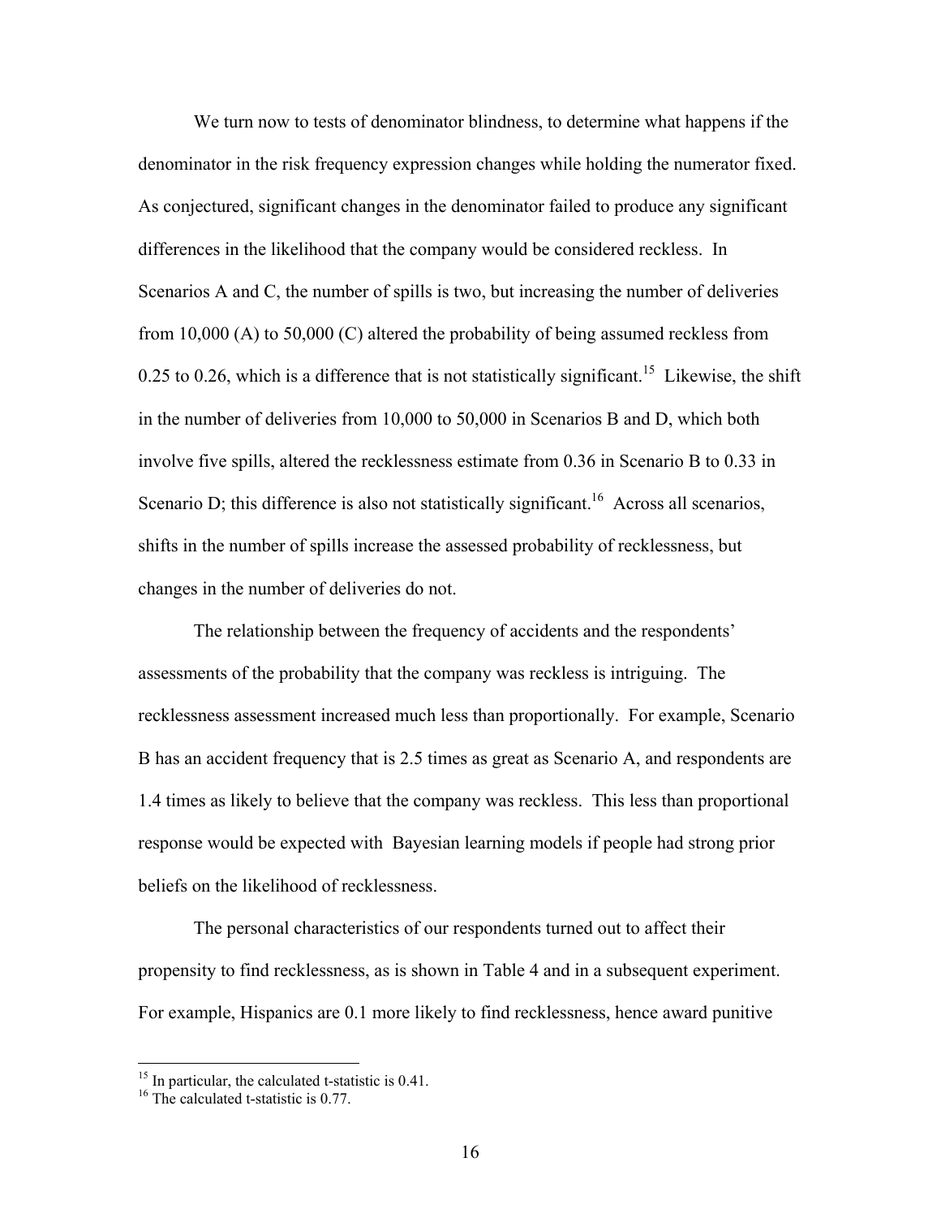We turn now to tests of denominator blindness, to determine what happens if the denominator in the risk frequency expression changes while holding the numerator fixed. As conjectured, significant changes in the denominator failed to produce any significant differences in the likelihood that the company would be considered reckless. In Scenarios A and C, the number of spills is two, but increasing the number of deliveries from 10,000 (A) to 50,000 (C) altered the probability of being assumed reckless from 0.25 to 0.26, which is a difference that is not statistically significant.[15] Likewise, the shift in the number of deliveries from 10,000 to 50,000 in Scenarios B and D, which both involve five spills, altered the recklessness estimate from 0.36 in Scenario B to 0.33 in Scenario D; this difference is also not statistically significant.[16] Across all scenarios, shifts in the number of spills increase the assessed probability of recklessness, but changes in the number of deliveries do not.

The relationship between the frequency of accidents and the respondents' assessments of the probability that the company was reckless is intriguing. The recklessness assessment increased much less than proportionally. For example, Scenario B has an accident frequency that is 2.5 times as great as Scenario A, and respondents are 1.4 times as likely to believe that the company was reckless. This less than proportional response would be expected with Bayesian learning models if people had strong prior beliefs on the likelihood of recklessness.

The personal characteristics of our respondents turned out to affect their propensity to find recklessness, as is shown in Table 4 and in a subsequent experiment. For example, Hispanics are 0.1 more likely to find recklessness, hence award punitive

[15] In particular, the calculated t-statistic is 0.41.

[16] The calculated t-statistic is 0.77.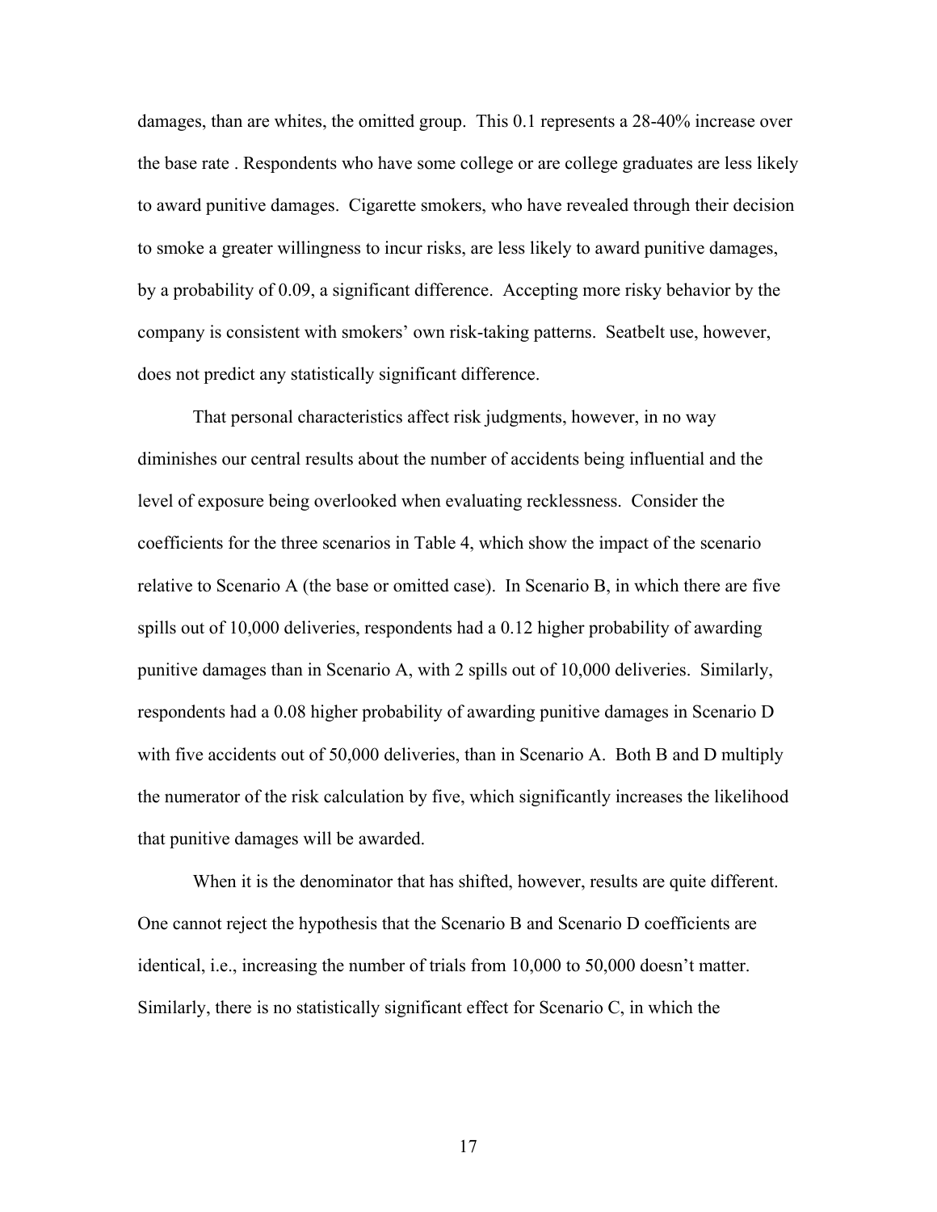damages, than are whites, the omitted group. This 0.1 represents a 28-40% increase over the base rate . Respondents who have some college or are college graduates are less likely to award punitive damages. Cigarette smokers, who have revealed through their decision to smoke a greater willingness to incur risks, are less likely to award punitive damages, by a probability of 0.09, a significant difference. Accepting more risky behavior by the company is consistent with smokers' own risk-taking patterns. Seatbelt use, however, does not predict any statistically significant difference.

That personal characteristics affect risk judgments, however, in no way diminishes our central results about the number of accidents being influential and the level of exposure being overlooked when evaluating recklessness. Consider the coefficients for the three scenarios in Table 4, which show the impact of the scenario relative to Scenario A (the base or omitted case). In Scenario B, in which there are five spills out of 10,000 deliveries, respondents had a 0.12 higher probability of awarding punitive damages than in Scenario A, with 2 spills out of 10,000 deliveries. Similarly, respondents had a 0.08 higher probability of awarding punitive damages in Scenario D with five accidents out of 50,000 deliveries, than in Scenario A. Both B and D multiply the numerator of the risk calculation by five, which significantly increases the likelihood that punitive damages will be awarded.

When it is the denominator that has shifted, however, results are quite different. One cannot reject the hypothesis that the Scenario B and Scenario D coefficients are identical, i.e., increasing the number of trials from 10,000 to 50,000 doesn't matter. Similarly, there is no statistically significant effect for Scenario C, in which the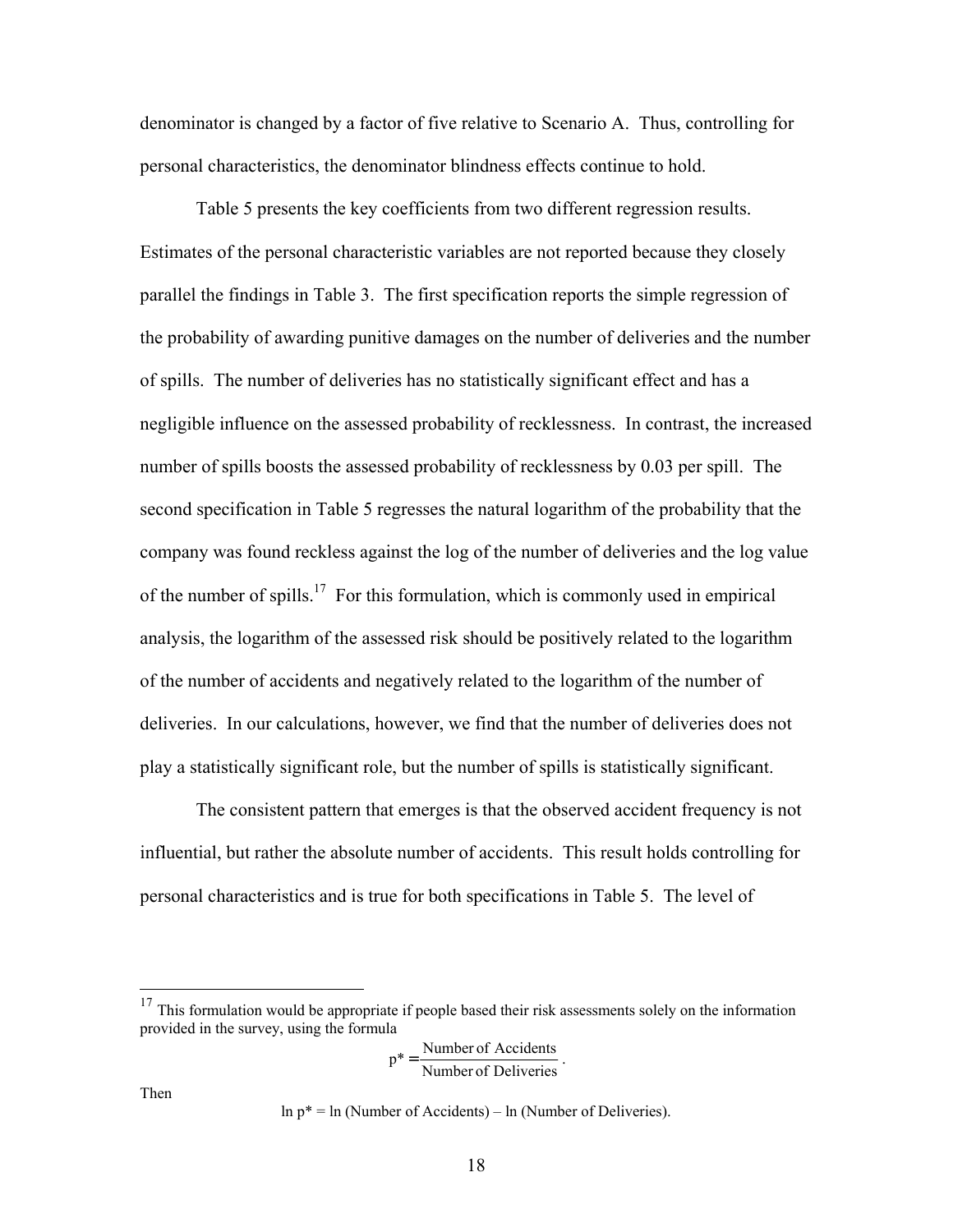denominator is changed by a factor of five relative to Scenario A. Thus, controlling for personal characteristics, the denominator blindness effects continue to hold.

Table 5 presents the key coefficients from two different regression results. Estimates of the personal characteristic variables are not reported because they closely parallel the findings in Table 3. The first specification reports the simple regression of the probability of awarding punitive damages on the number of deliveries and the number of spills. The number of deliveries has no statistically significant effect and has a negligible influence on the assessed probability of recklessness. In contrast, the increased number of spills boosts the assessed probability of recklessness by 0.03 per spill. The second specification in Table 5 regresses the natural logarithm of the probability that the company was found reckless against the log of the number of deliveries and the log value of the number of spills.[17] For this formulation, which is commonly used in empirical analysis, the logarithm of the assessed risk should be positively related to the logarithm of the number of accidents and negatively related to the logarithm of the number of deliveries. In our calculations, however, we find that the number of deliveries does not play a statistically significant role, but the number of spills is statistically significant.

The consistent pattern that emerges is that the observed accident frequency is not influential, but rather the absolute number of accidents. This result holds controlling for personal characteristics and is true for both specifications in Table 5. The level of

---

[17] This formulation would be appropriate if people based their risk assessments solely on the information provided in the survey, using the formula

$$p^* = \frac{\text{Number of Accidents}}{\text{Number of Deliveries}}.$$

Then

$$\ln p^* = \ln(\text{Number of Accidents}) - \ln(\text{Number of Deliveries}).$$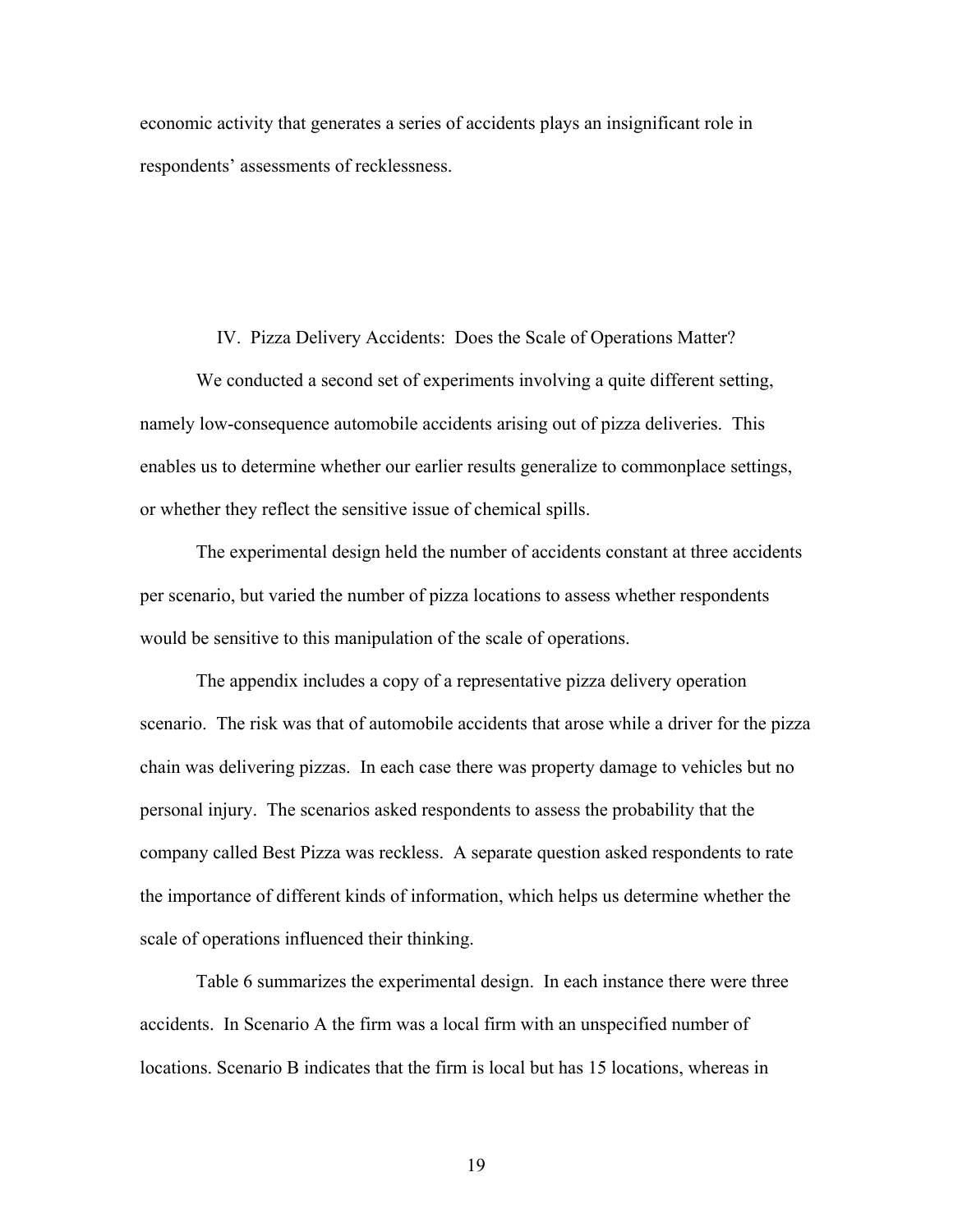economic activity that generates a series of accidents plays an insignificant role in respondents' assessments of recklessness.

## IV. Pizza Delivery Accidents: Does the Scale of Operations Matter?

We conducted a second set of experiments involving a quite different setting, namely low-consequence automobile accidents arising out of pizza deliveries. This enables us to determine whether our earlier results generalize to commonplace settings, or whether they reflect the sensitive issue of chemical spills.

The experimental design held the number of accidents constant at three accidents per scenario, but varied the number of pizza locations to assess whether respondents would be sensitive to this manipulation of the scale of operations.

The appendix includes a copy of a representative pizza delivery operation scenario. The risk was that of automobile accidents that arose while a driver for the pizza chain was delivering pizzas. In each case there was property damage to vehicles but no personal injury. The scenarios asked respondents to assess the probability that the company called Best Pizza was reckless. A separate question asked respondents to rate the importance of different kinds of information, which helps us determine whether the scale of operations influenced their thinking.

Table 6 summarizes the experimental design. In each instance there were three accidents. In Scenario A the firm was a local firm with an unspecified number of locations. Scenario B indicates that the firm is local but has 15 locations, whereas in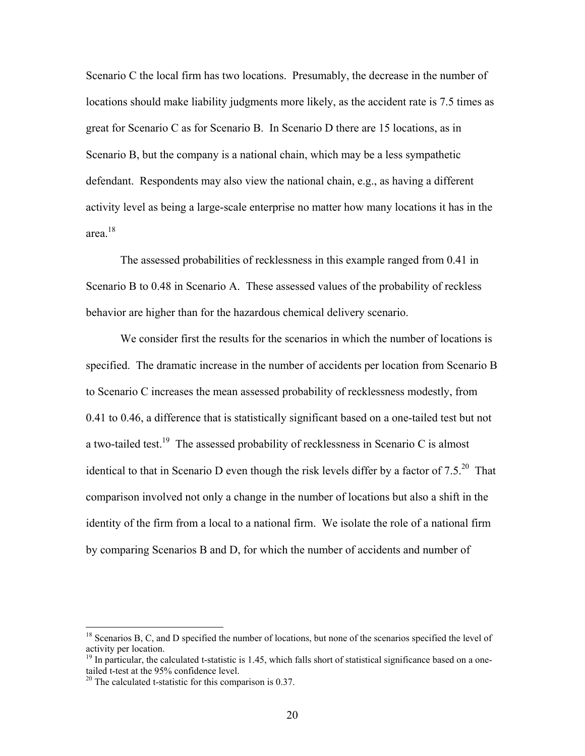Scenario C the local firm has two locations. Presumably, the decrease in the number of locations should make liability judgments more likely, as the accident rate is 7.5 times as great for Scenario C as for Scenario B. In Scenario D there are 15 locations, as in Scenario B, but the company is a national chain, which may be a less sympathetic defendant. Respondents may also view the national chain, e.g., as having a different activity level as being a large-scale enterprise no matter how many locations it has in the area.[18]

The assessed probabilities of recklessness in this example ranged from 0.41 in Scenario B to 0.48 in Scenario A. These assessed values of the probability of reckless behavior are higher than for the hazardous chemical delivery scenario.

We consider first the results for the scenarios in which the number of locations is specified. The dramatic increase in the number of accidents per location from Scenario B to Scenario C increases the mean assessed probability of recklessness modestly, from 0.41 to 0.46, a difference that is statistically significant based on a one-tailed test but not a two-tailed test.[19] The assessed probability of recklessness in Scenario C is almost identical to that in Scenario D even though the risk levels differ by a factor of 7.5.[20] That comparison involved not only a change in the number of locations but also a shift in the identity of the firm from a local to a national firm. We isolate the role of a national firm by comparing Scenarios B and D, for which the number of accidents and number of

---

[18] Scenarios B, C, and D specified the number of locations, but none of the scenarios specified the level of activity per location.

[19] In particular, the calculated t-statistic is 1.45, which falls short of statistical significance based on a one-tailed t-test at the 95% confidence level.

[20] The calculated t-statistic for this comparison is 0.37.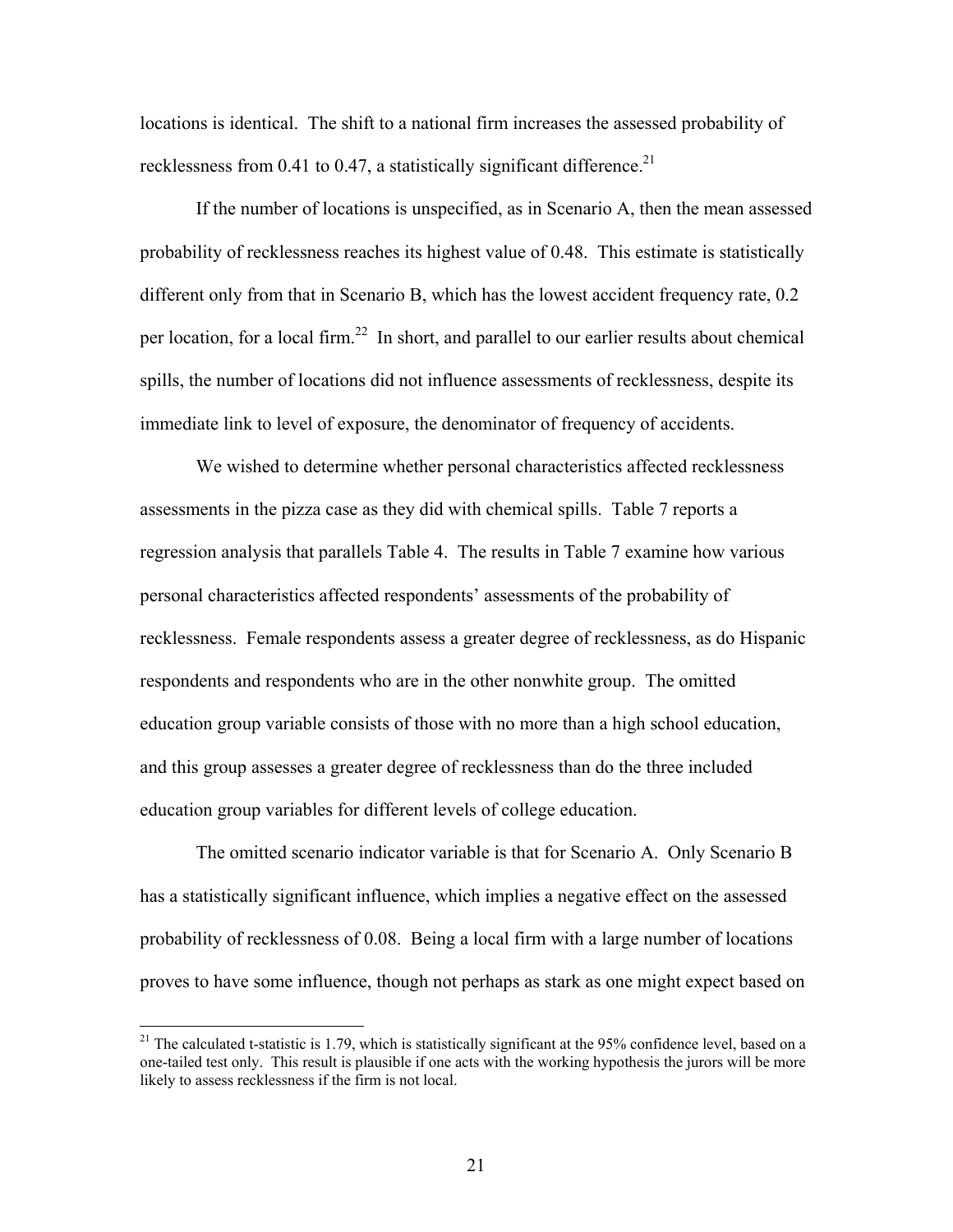locations is identical. The shift to a national firm increases the assessed probability of recklessness from 0.41 to 0.47, a statistically significant difference.[21]

If the number of locations is unspecified, as in Scenario A, then the mean assessed probability of recklessness reaches its highest value of 0.48. This estimate is statistically different only from that in Scenario B, which has the lowest accident frequency rate, 0.2 per location, for a local firm.[22] In short, and parallel to our earlier results about chemical spills, the number of locations did not influence assessments of recklessness, despite its immediate link to level of exposure, the denominator of frequency of accidents.

We wished to determine whether personal characteristics affected recklessness assessments in the pizza case as they did with chemical spills. Table 7 reports a regression analysis that parallels Table 4. The results in Table 7 examine how various personal characteristics affected respondents' assessments of the probability of recklessness. Female respondents assess a greater degree of recklessness, as do Hispanic respondents and respondents who are in the other nonwhite group. The omitted education group variable consists of those with no more than a high school education, and this group assesses a greater degree of recklessness than do the three included education group variables for different levels of college education.

The omitted scenario indicator variable is that for Scenario A. Only Scenario B has a statistically significant influence, which implies a negative effect on the assessed probability of recklessness of 0.08. Being a local firm with a large number of locations proves to have some influence, though not perhaps as stark as one might expect based on

---

[21] The calculated t-statistic is 1.79, which is statistically significant at the 95% confidence level, based on a one-tailed test only. This result is plausible if one acts with the working hypothesis the jurors will be more likely to assess recklessness if the firm is not local.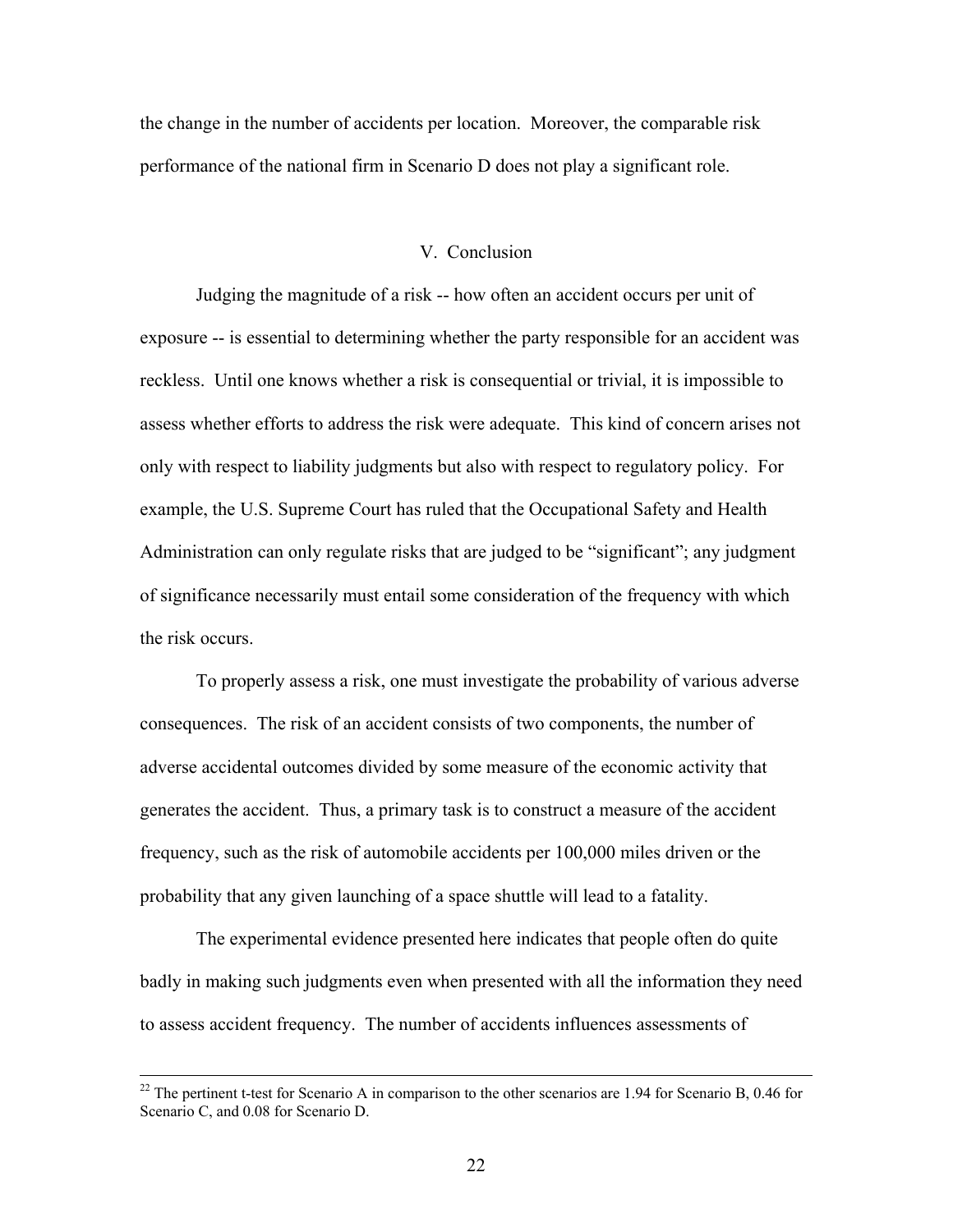the change in the number of accidents per location. Moreover, the comparable risk performance of the national firm in Scenario D does not play a significant role.

## V. Conclusion

Judging the magnitude of a risk -- how often an accident occurs per unit of exposure -- is essential to determining whether the party responsible for an accident was reckless. Until one knows whether a risk is consequential or trivial, it is impossible to assess whether efforts to address the risk were adequate. This kind of concern arises not only with respect to liability judgments but also with respect to regulatory policy. For example, the U.S. Supreme Court has ruled that the Occupational Safety and Health Administration can only regulate risks that are judged to be "significant"; any judgment of significance necessarily must entail some consideration of the frequency with which the risk occurs.

To properly assess a risk, one must investigate the probability of various adverse consequences. The risk of an accident consists of two components, the number of adverse accidental outcomes divided by some measure of the economic activity that generates the accident. Thus, a primary task is to construct a measure of the accident frequency, such as the risk of automobile accidents per 100,000 miles driven or the probability that any given launching of a space shuttle will lead to a fatality.

The experimental evidence presented here indicates that people often do quite badly in making such judgments even when presented with all the information they need to assess accident frequency. The number of accidents influences assessments of

---

[22] The pertinent t-test for Scenario A in comparison to the other scenarios are 1.94 for Scenario B, 0.46 for Scenario C, and 0.08 for Scenario D.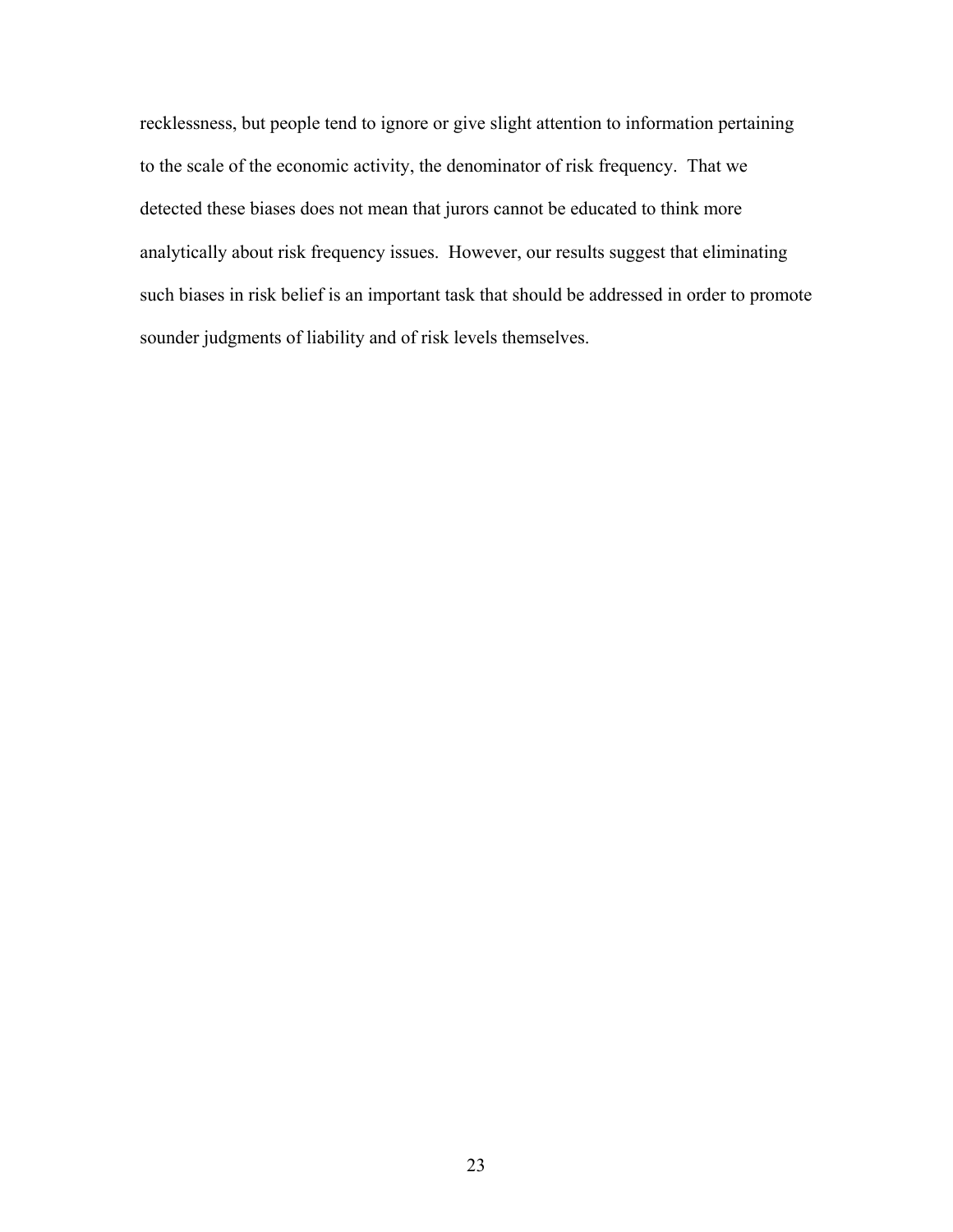recklessness, but people tend to ignore or give slight attention to information pertaining to the scale of the economic activity, the denominator of risk frequency. That we detected these biases does not mean that jurors cannot be educated to think more analytically about risk frequency issues. However, our results suggest that eliminating such biases in risk belief is an important task that should be addressed in order to promote sounder judgments of liability and of risk levels themselves.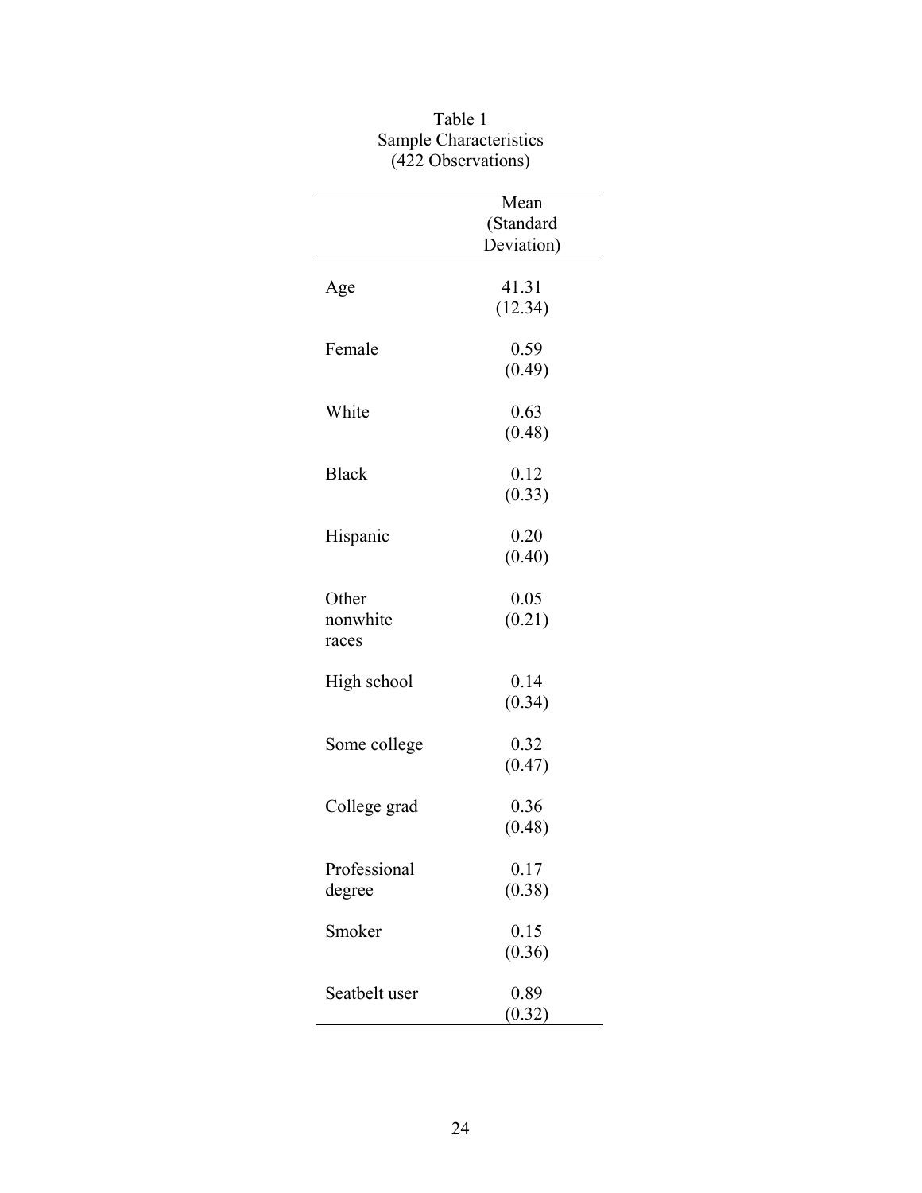Table 1
Sample Characteristics
(422 Observations)

| | Mean (Standard Deviation) |
|---|---|
| Age | 41.31 (12.34) |
| Female | 0.59 (0.49) |
| White | 0.63 (0.48) |
| Black | 0.12 (0.33) |
| Hispanic | 0.20 (0.40) |
| Other nonwhite races | 0.05 (0.21) |
| High school | 0.14 (0.34) |
| Some college | 0.32 (0.47) |
| College grad | 0.36 (0.48) |
| Professional degree | 0.17 (0.38) |
| Smoker | 0.15 (0.36) |
| Seatbelt user | 0.89 (0.32) |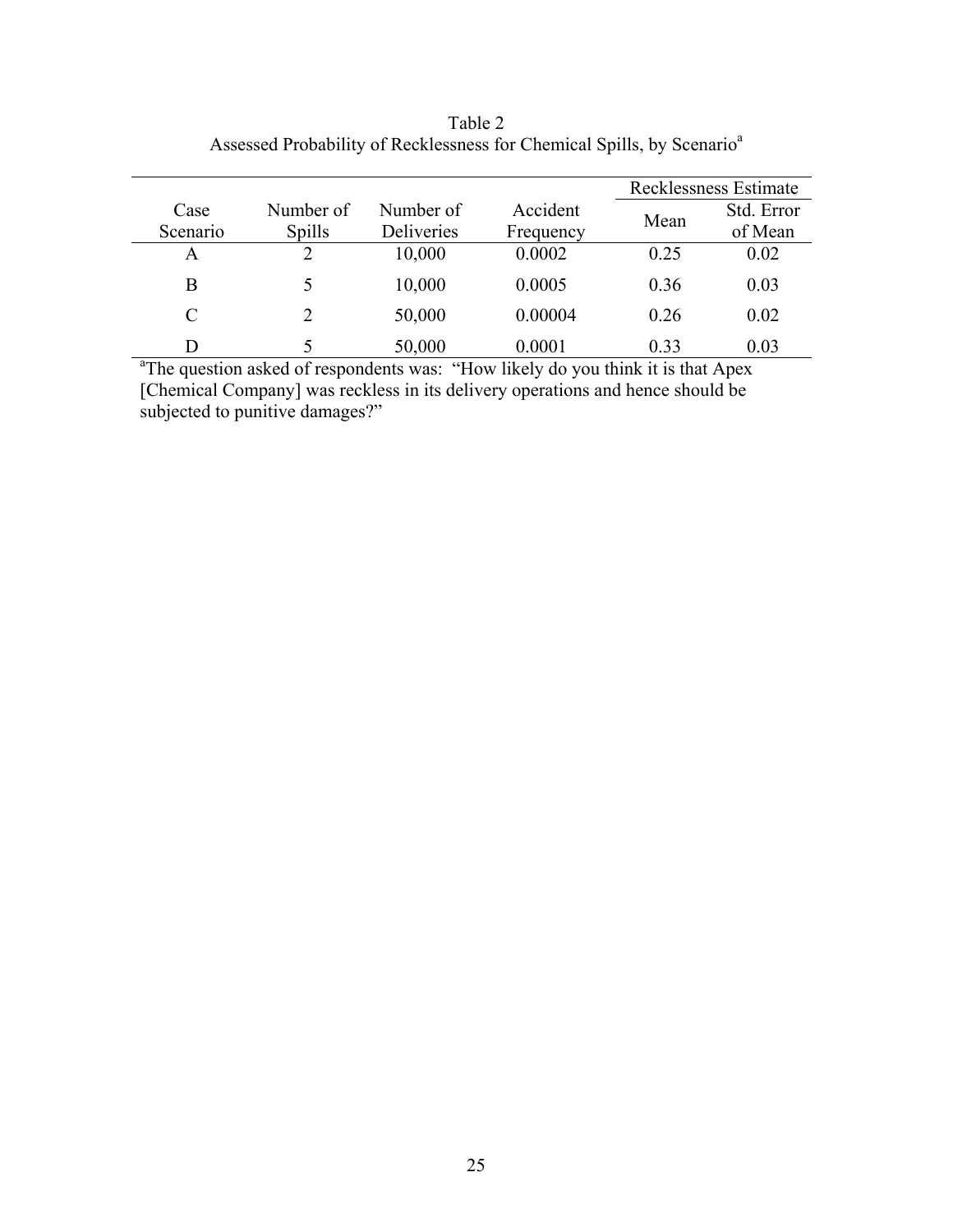Table 2
Assessed Probability of Recklessness for Chemical Spills, by Scenario[a]

| Case Scenario | Number of Spills | Number of Deliveries | Accident Frequency | Recklessness Estimate | |
|---|---|---|---|---|---|
| | | | | Mean | Std. Error of Mean |
| A | 2 | 10,000 | 0.0002 | 0.25 | 0.02 |
| B | 5 | 10,000 | 0.0005 | 0.36 | 0.03 |
| C | 2 | 50,000 | 0.00004 | 0.26 | 0.02 |
| D | 5 | 50,000 | 0.0001 | 0.33 | 0.03 |

[a]The question asked of respondents was: "How likely do you think it is that Apex [Chemical Company] was reckless in its delivery operations and hence should be subjected to punitive damages?"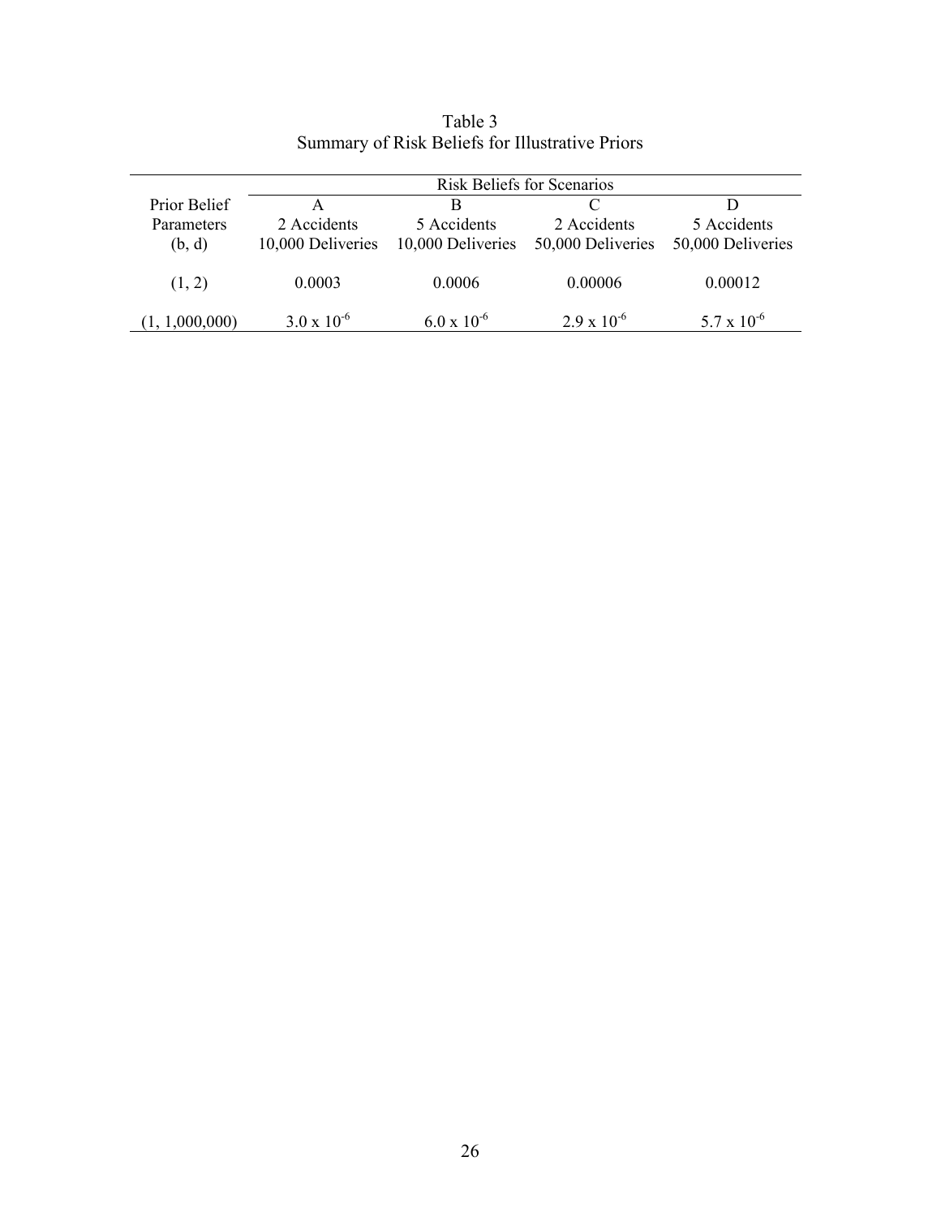Table 3
Summary of Risk Beliefs for Illustrative Priors

| Prior Belief Parameters (b, d) | Risk Beliefs for Scenarios | | | |
|---|---|---|---|---|
| | A<br>2 Accidents<br>10,000 Deliveries | B<br>5 Accidents<br>10,000 Deliveries | C<br>2 Accidents<br>50,000 Deliveries | D<br>5 Accidents<br>50,000 Deliveries |
| (1, 2) | 0.0003 | 0.0006 | 0.00006 | 0.00012 |
| (1, 1,000,000) | $3.0 \times 10^{-6}$ | $6.0 \times 10^{-6}$ | $2.9 \times 10^{-6}$ | $5.7 \times 10^{-6}$ |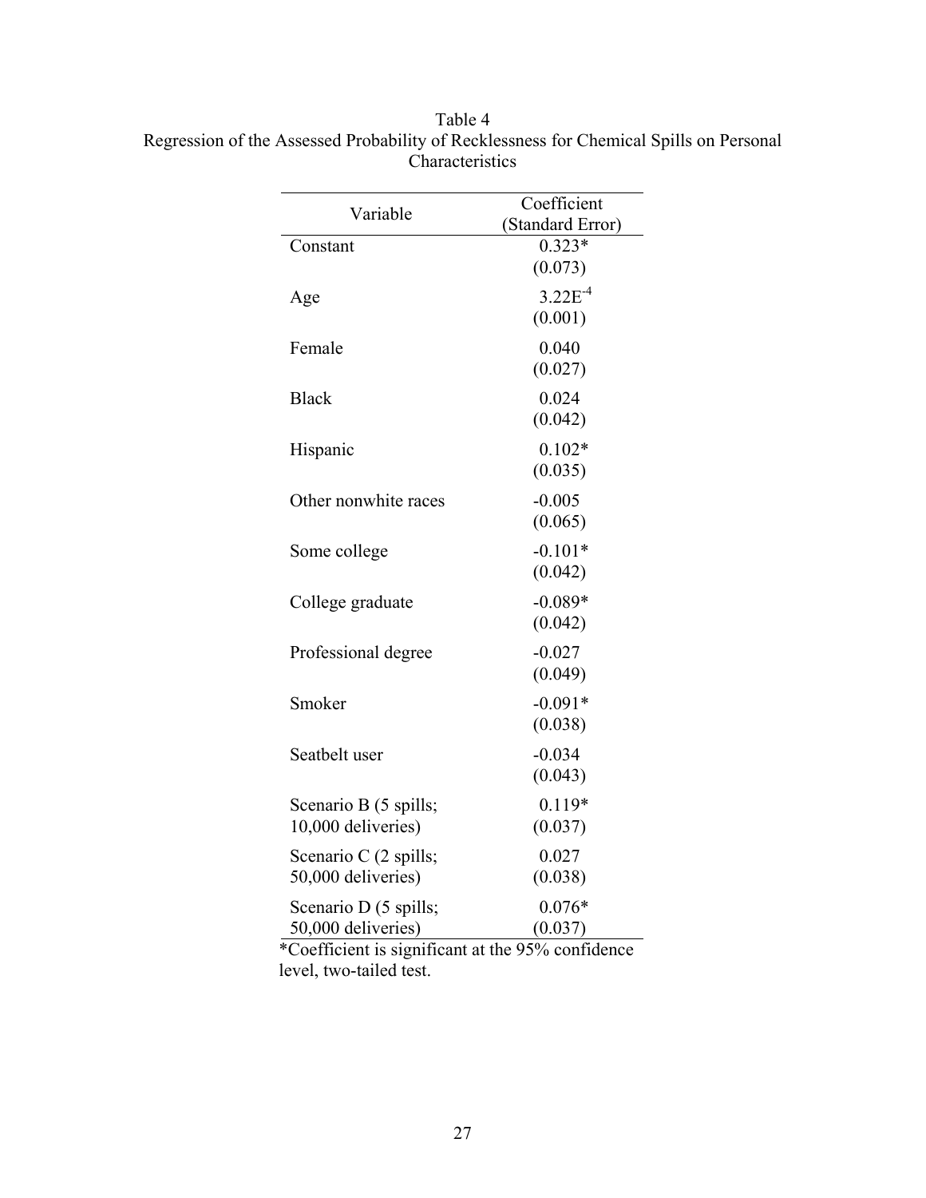Table 4
Regression of the Assessed Probability of Recklessness for Chemical Spills on Personal Characteristics

| Variable | Coefficient (Standard Error) |
|---|---|
| Constant | 0.323* (0.073) |
| Age | $3.22E^{-4}$ (0.001) |
| Female | 0.040 (0.027) |
| Black | 0.024 (0.042) |
| Hispanic | 0.102* (0.035) |
| Other nonwhite races | -0.005 (0.065) |
| Some college | -0.101* (0.042) |
| College graduate | -0.089* (0.042) |
| Professional degree | -0.027 (0.049) |
| Smoker | -0.091* (0.038) |
| Seatbelt user | -0.034 (0.043) |
| Scenario B (5 spills; 10,000 deliveries) | 0.119* (0.037) |
| Scenario C (2 spills; 50,000 deliveries) | 0.027 (0.038) |
| Scenario D (5 spills; 50,000 deliveries) | 0.076* (0.037) |

*Coefficient is significant at the 95% confidence level, two-tailed test.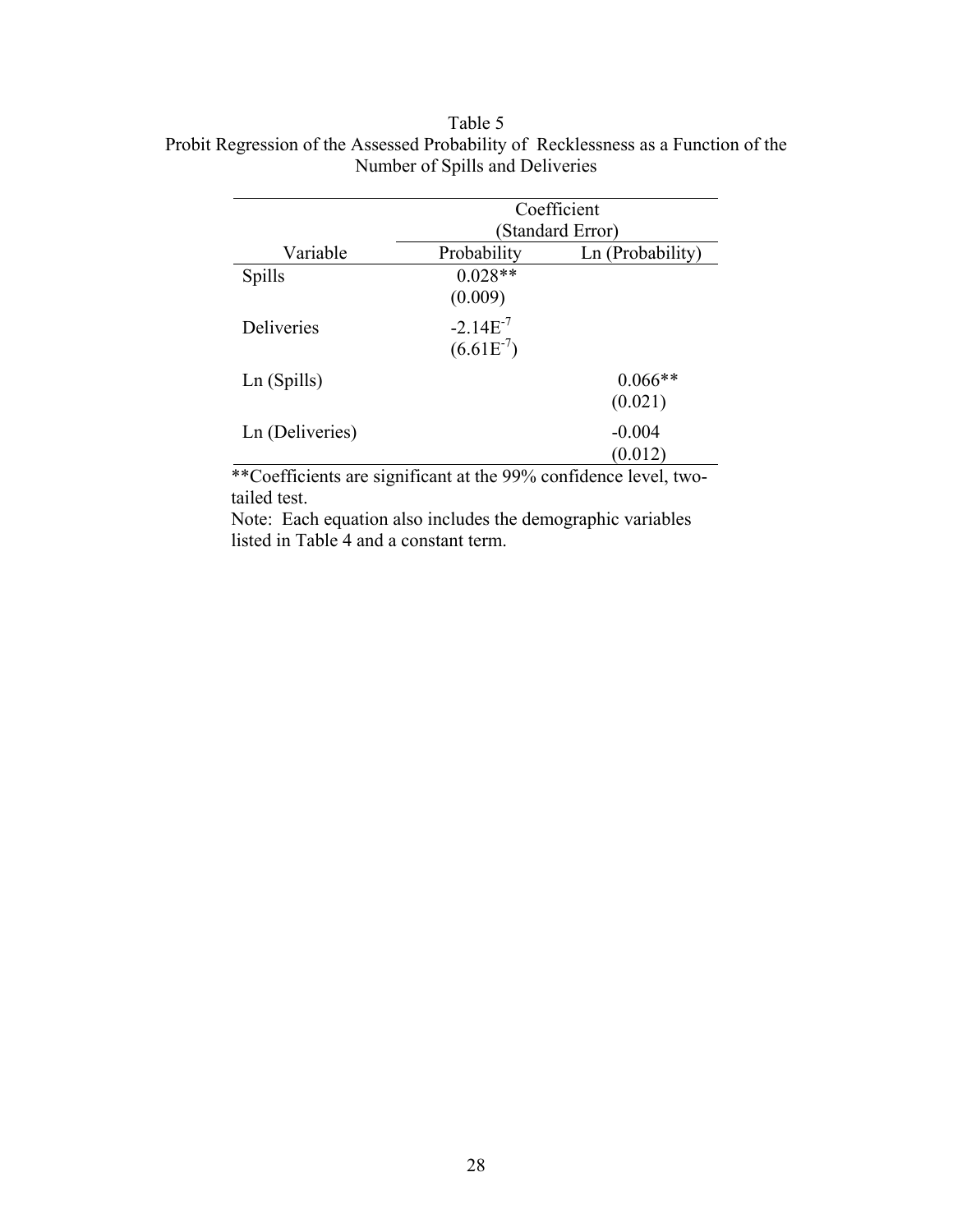Table 5
Probit Regression of the Assessed Probability of Recklessness as a Function of the Number of Spills and Deliveries

| Variable | Coefficient (Standard Error) | |
|---|---|---|
| | Probability | Ln (Probability) |
| Spills | 0.028** | |
| | (0.009) | |
| Deliveries | $-2.14E^{-7}$ | |
| | $(6.61E^{-7})$ | |
| Ln (Spills) | | 0.066** |
| | | (0.021) |
| Ln (Deliveries) | | -0.004 |
| | | (0.012) |

**Coefficients are significant at the 99% confidence level, two-tailed test.

Note: Each equation also includes the demographic variables listed in Table 4 and a constant term.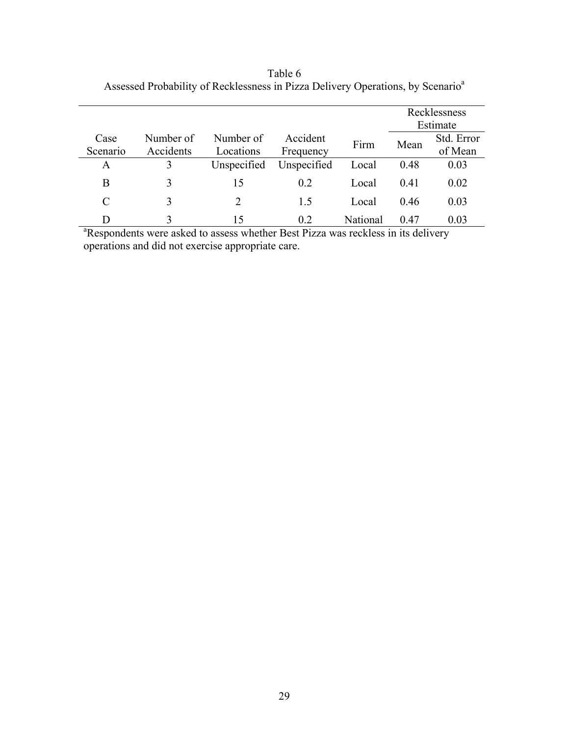Table 6

Assessed Probability of Recklessness in Pizza Delivery Operations, by Scenario[a]

| Case Scenario | Number of Accidents | Number of Locations | Accident Frequency | Firm | Recklessness Estimate | |
|---|---|---|---|---|---|---|
| | | | | | Mean | Std. Error of Mean |
| A | 3 | Unspecified | Unspecified | Local | 0.48 | 0.03 |
| B | 3 | 15 | 0.2 | Local | 0.41 | 0.02 |
| C | 3 | 2 | 1.5 | Local | 0.46 | 0.03 |
| D | 3 | 15 | 0.2 | National | 0.47 | 0.03 |

[a]Respondents were asked to assess whether Best Pizza was reckless in its delivery operations and did not exercise appropriate care.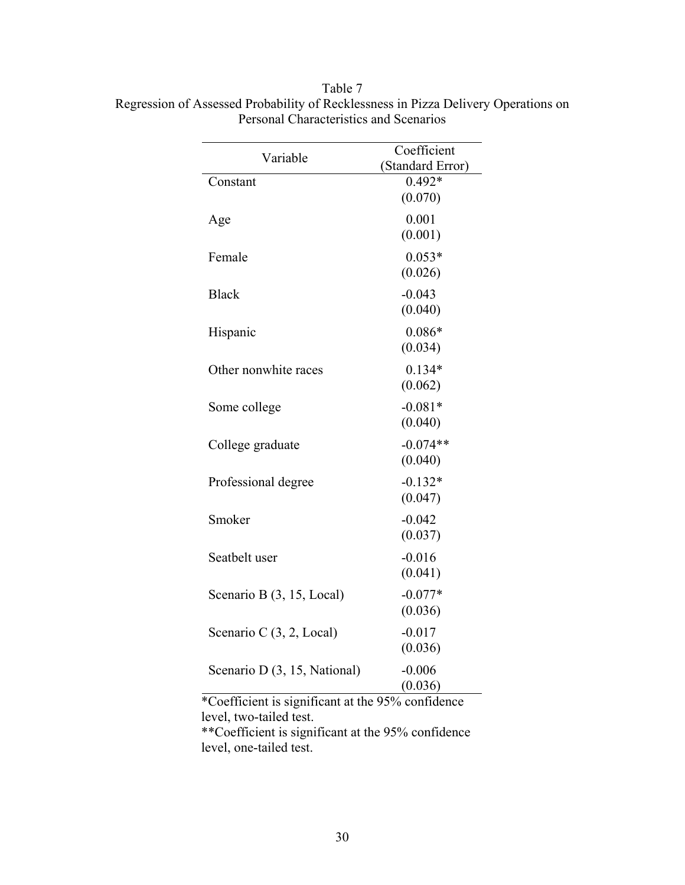Table 7
Regression of Assessed Probability of Recklessness in Pizza Delivery Operations on Personal Characteristics and Scenarios

| Variable | Coefficient (Standard Error) |
| --- | --- |
| Constant | 0.492* (0.070) |
| Age | 0.001 (0.001) |
| Female | 0.053* (0.026) |
| Black | -0.043 (0.040) |
| Hispanic | 0.086* (0.034) |
| Other nonwhite races | 0.134* (0.062) |
| Some college | -0.081* (0.040) |
| College graduate | -0.074** (0.040) |
| Professional degree | -0.132* (0.047) |
| Smoker | -0.042 (0.037) |
| Seatbelt user | -0.016 (0.041) |
| Scenario B (3, 15, Local) | -0.077* (0.036) |
| Scenario C (3, 2, Local) | -0.017 (0.036) |
| Scenario D (3, 15, National) | -0.006 (0.036) |

*Coefficient is significant at the 95% confidence level, two-tailed test.
**Coefficient is significant at the 95% confidence level, one-tailed test.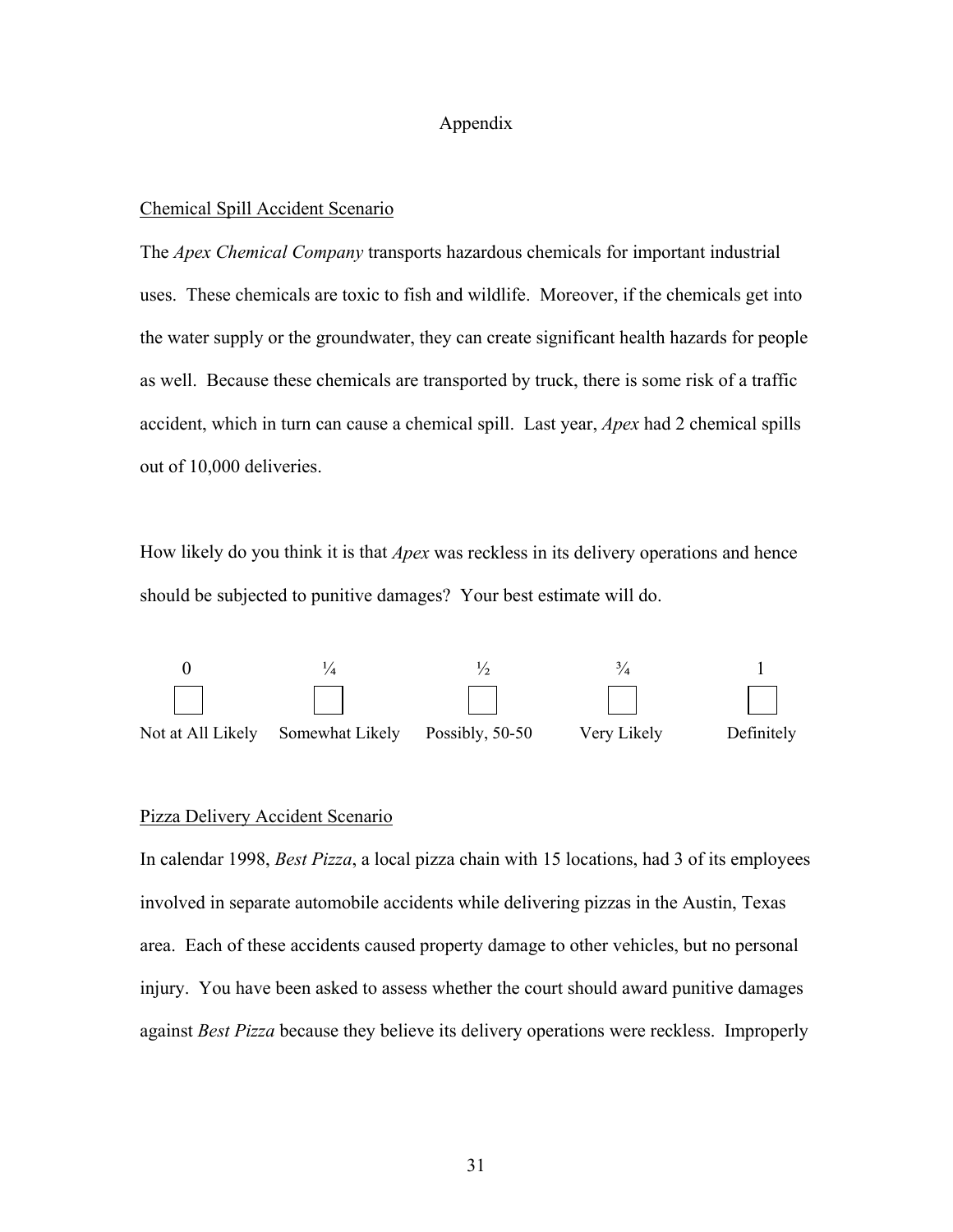# Appendix

<u>Chemical Spill Accident Scenario</u>

The *Apex Chemical Company* transports hazardous chemicals for important industrial uses. These chemicals are toxic to fish and wildlife. Moreover, if the chemicals get into the water supply or the groundwater, they can create significant health hazards for people as well. Because these chemicals are transported by truck, there is some risk of a traffic accident, which in turn can cause a chemical spill. Last year, *Apex* had 2 chemical spills out of 10,000 deliveries.

How likely do you think it is that *Apex* was reckless in its delivery operations and hence should be subjected to punitive damages? Your best estimate will do.

| 0 | ¼ | ½ | ¾ | 1 |
|---|---|---|---|---|
| ☐ | ☐ | ☐ | ☐ | ☐ |
| Not at All Likely | Somewhat Likely | Possibly, 50-50 | Very Likely | Definitely |

<u>Pizza Delivery Accident Scenario</u>

In calendar 1998, *Best Pizza*, a local pizza chain with 15 locations, had 3 of its employees involved in separate automobile accidents while delivering pizzas in the Austin, Texas area. Each of these accidents caused property damage to other vehicles, but no personal injury. You have been asked to assess whether the court should award punitive damages against *Best Pizza* because they believe its delivery operations were reckless. Improperly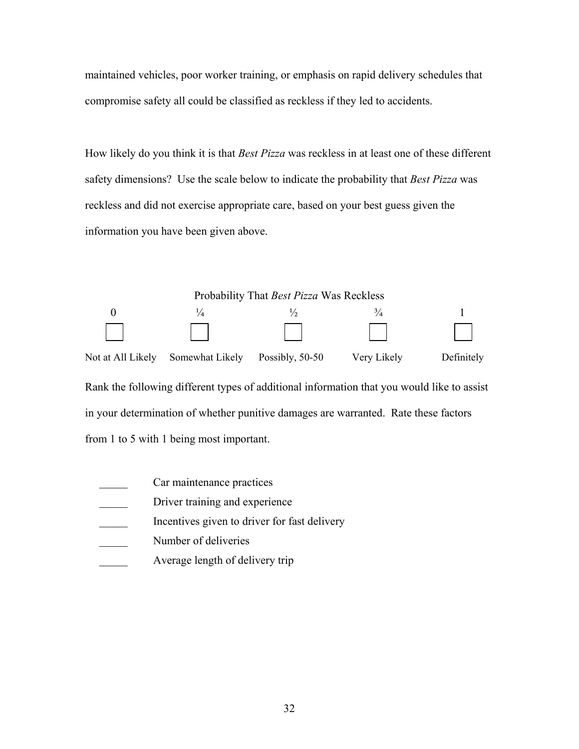maintained vehicles, poor worker training, or emphasis on rapid delivery schedules that compromise safety all could be classified as reckless if they led to accidents.

How likely do you think it is that *Best Pizza* was reckless in at least one of these different safety dimensions? Use the scale below to indicate the probability that *Best Pizza* was reckless and did not exercise appropriate care, based on your best guess given the information you have been given above.

Probability That *Best Pizza* Was Reckless

| 0 | ¼ | ½ | ¾ | 1 |
|---|---|---|---|---|
| ☐ | ☐ | ☐ | ☐ | ☐ |
| Not at All Likely | Somewhat Likely | Possibly, 50-50 | Very Likely | Definitely |

Rank the following different types of additional information that you would like to assist in your determination of whether punitive damages are warranted. Rate these factors from 1 to 5 with 1 being most important.

_____ Car maintenance practices
_____ Driver training and experience
_____ Incentives given to driver for fast delivery
_____ Number of deliveries
_____ Average length of delivery trip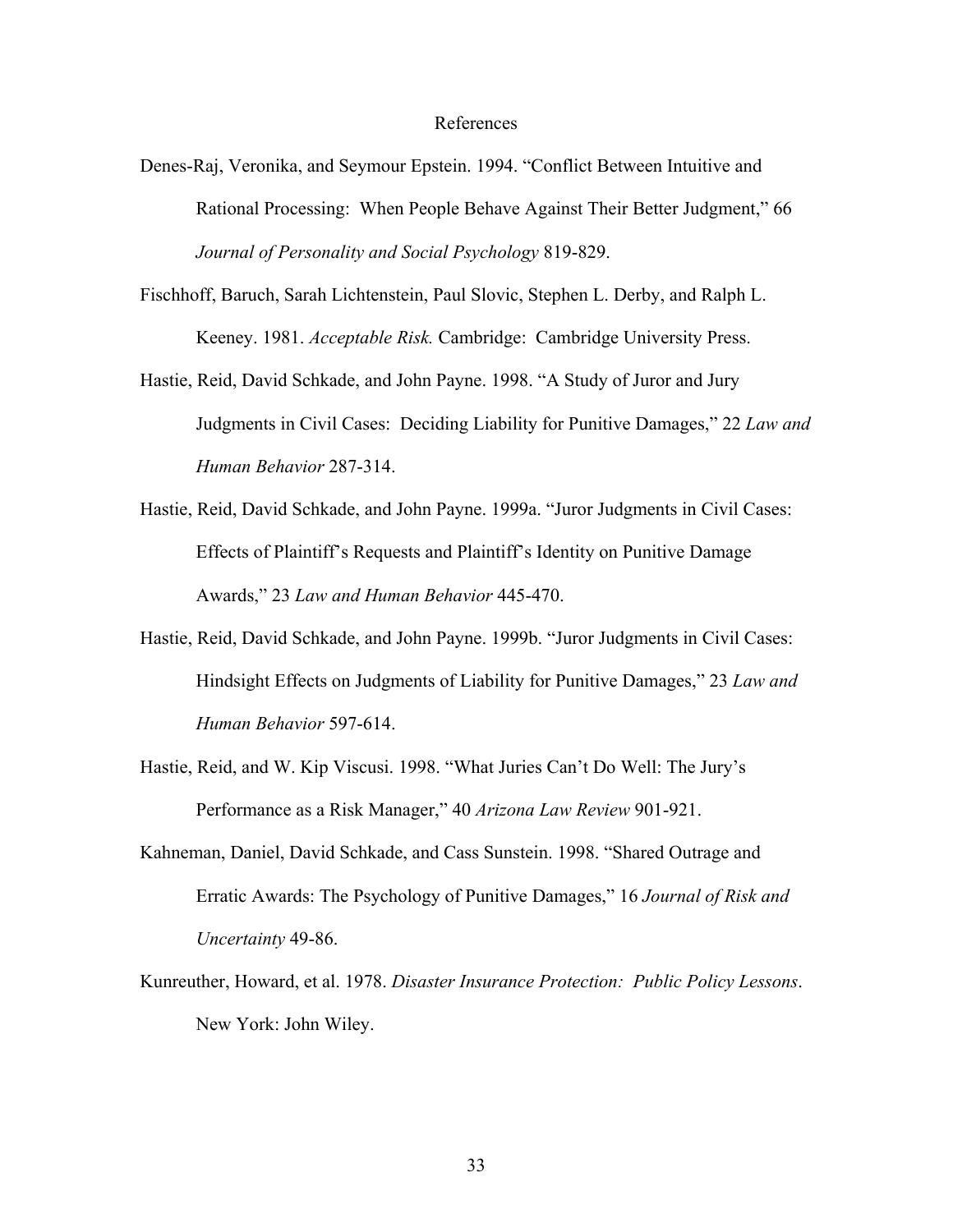# References

Denes-Raj, Veronika, and Seymour Epstein. 1994. "Conflict Between Intuitive and Rational Processing: When People Behave Against Their Better Judgment," 66 *Journal of Personality and Social Psychology* 819-829.

Fischhoff, Baruch, Sarah Lichtenstein, Paul Slovic, Stephen L. Derby, and Ralph L. Keeney. 1981. *Acceptable Risk.* Cambridge: Cambridge University Press.

Hastie, Reid, David Schkade, and John Payne. 1998. "A Study of Juror and Jury Judgments in Civil Cases: Deciding Liability for Punitive Damages," 22 *Law and Human Behavior* 287-314.

Hastie, Reid, David Schkade, and John Payne. 1999a. "Juror Judgments in Civil Cases: Effects of Plaintiff's Requests and Plaintiff's Identity on Punitive Damage Awards," 23 *Law and Human Behavior* 445-470.

Hastie, Reid, David Schkade, and John Payne. 1999b. "Juror Judgments in Civil Cases: Hindsight Effects on Judgments of Liability for Punitive Damages," 23 *Law and Human Behavior* 597-614.

Hastie, Reid, and W. Kip Viscusi. 1998. "What Juries Can't Do Well: The Jury's Performance as a Risk Manager," 40 *Arizona Law Review* 901-921.

Kahneman, Daniel, David Schkade, and Cass Sunstein. 1998. "Shared Outrage and Erratic Awards: The Psychology of Punitive Damages," 16 *Journal of Risk and Uncertainty* 49-86.

Kunreuther, Howard, et al. 1978. *Disaster Insurance Protection: Public Policy Lessons*. New York: John Wiley.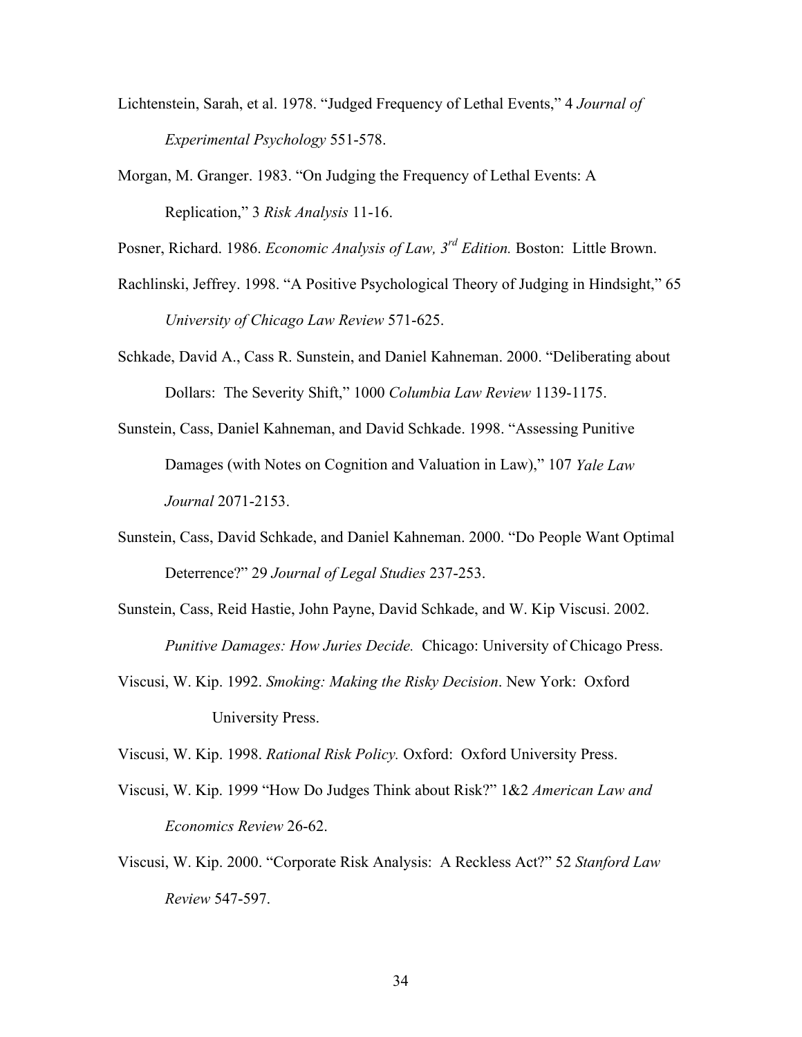Lichtenstein, Sarah, et al. 1978. "Judged Frequency of Lethal Events," 4 *Journal of Experimental Psychology* 551-578.

Morgan, M. Granger. 1983. "On Judging the Frequency of Lethal Events: A Replication," 3 *Risk Analysis* 11-16.

Posner, Richard. 1986. *Economic Analysis of Law, 3rd Edition.* Boston: Little Brown.

Rachlinski, Jeffrey. 1998. "A Positive Psychological Theory of Judging in Hindsight," 65 *University of Chicago Law Review* 571-625.

Schkade, David A., Cass R. Sunstein, and Daniel Kahneman. 2000. "Deliberating about Dollars: The Severity Shift," 1000 *Columbia Law Review* 1139-1175.

Sunstein, Cass, Daniel Kahneman, and David Schkade. 1998. "Assessing Punitive Damages (with Notes on Cognition and Valuation in Law)," 107 *Yale Law Journal* 2071-2153.

Sunstein, Cass, David Schkade, and Daniel Kahneman. 2000. "Do People Want Optimal Deterrence?" 29 *Journal of Legal Studies* 237-253.

Sunstein, Cass, Reid Hastie, John Payne, David Schkade, and W. Kip Viscusi. 2002. *Punitive Damages: How Juries Decide.* Chicago: University of Chicago Press.

Viscusi, W. Kip. 1992. *Smoking: Making the Risky Decision*. New York: Oxford University Press.

Viscusi, W. Kip. 1998. *Rational Risk Policy.* Oxford: Oxford University Press.

Viscusi, W. Kip. 1999 "How Do Judges Think about Risk?" 1&2 *American Law and Economics Review* 26-62.

Viscusi, W. Kip. 2000. "Corporate Risk Analysis: A Reckless Act?" 52 *Stanford Law Review* 547-597.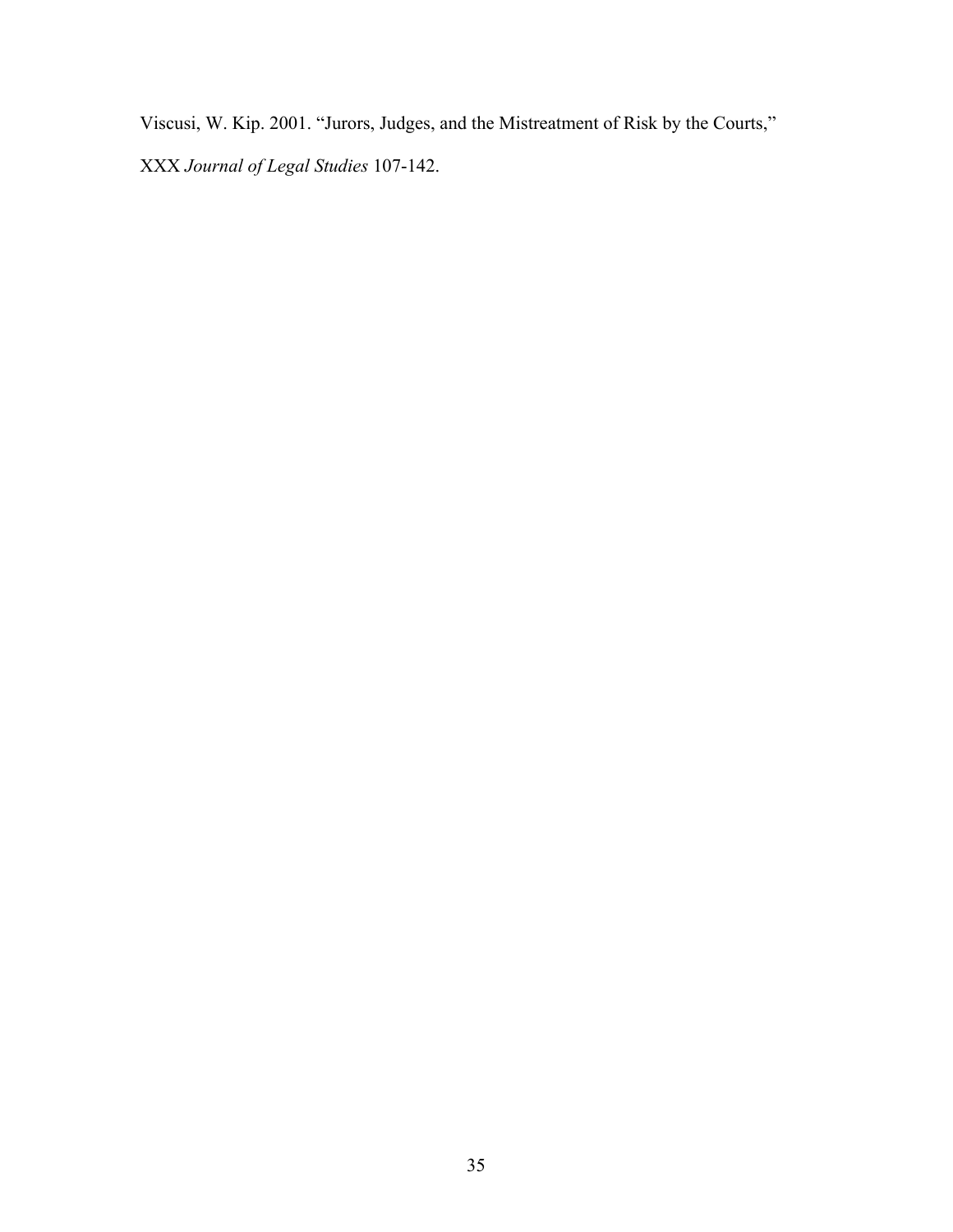Viscusi, W. Kip. 2001. “Jurors, Judges, and the Mistreatment of Risk by the Courts,” XXX *Journal of Legal Studies* 107-142.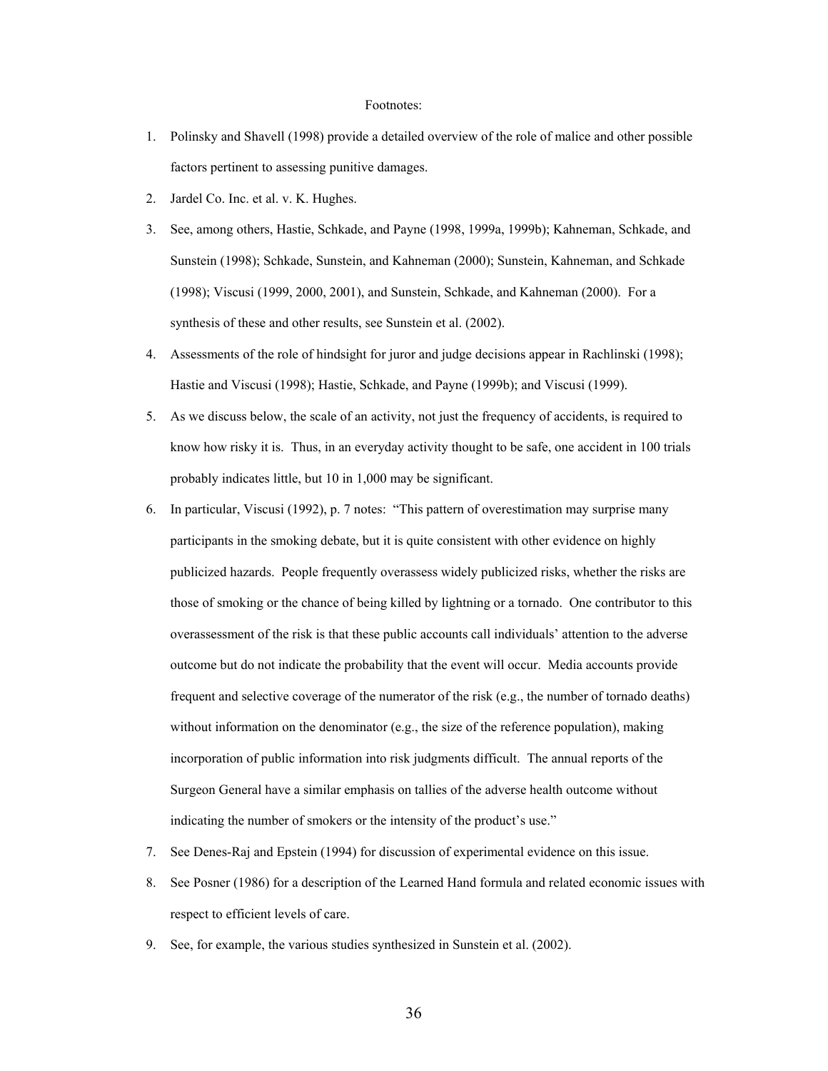Footnotes:

1. Polinsky and Shavell (1998) provide a detailed overview of the role of malice and other possible factors pertinent to assessing punitive damages.
2. Jardel Co. Inc. et al. v. K. Hughes.
3. See, among others, Hastie, Schkade, and Payne (1998, 1999a, 1999b); Kahneman, Schkade, and Sunstein (1998); Schkade, Sunstein, and Kahneman (2000); Sunstein, Kahneman, and Schkade (1998); Viscusi (1999, 2000, 2001), and Sunstein, Schkade, and Kahneman (2000). For a synthesis of these and other results, see Sunstein et al. (2002).
4. Assessments of the role of hindsight for juror and judge decisions appear in Rachlinski (1998); Hastie and Viscusi (1998); Hastie, Schkade, and Payne (1999b); and Viscusi (1999).
5. As we discuss below, the scale of an activity, not just the frequency of accidents, is required to know how risky it is. Thus, in an everyday activity thought to be safe, one accident in 100 trials probably indicates little, but 10 in 1,000 may be significant.
6. In particular, Viscusi (1992), p. 7 notes: "This pattern of overestimation may surprise many participants in the smoking debate, but it is quite consistent with other evidence on highly publicized hazards. People frequently overassess widely publicized risks, whether the risks are those of smoking or the chance of being killed by lightning or a tornado. One contributor to this overassessment of the risk is that these public accounts call individuals' attention to the adverse outcome but do not indicate the probability that the event will occur. Media accounts provide frequent and selective coverage of the numerator of the risk (e.g., the number of tornado deaths) without information on the denominator (e.g., the size of the reference population), making incorporation of public information into risk judgments difficult. The annual reports of the Surgeon General have a similar emphasis on tallies of the adverse health outcome without indicating the number of smokers or the intensity of the product's use."
7. See Denes-Raj and Epstein (1994) for discussion of experimental evidence on this issue.
8. See Posner (1986) for a description of the Learned Hand formula and related economic issues with respect to efficient levels of care.
9. See, for example, the various studies synthesized in Sunstein et al. (2002).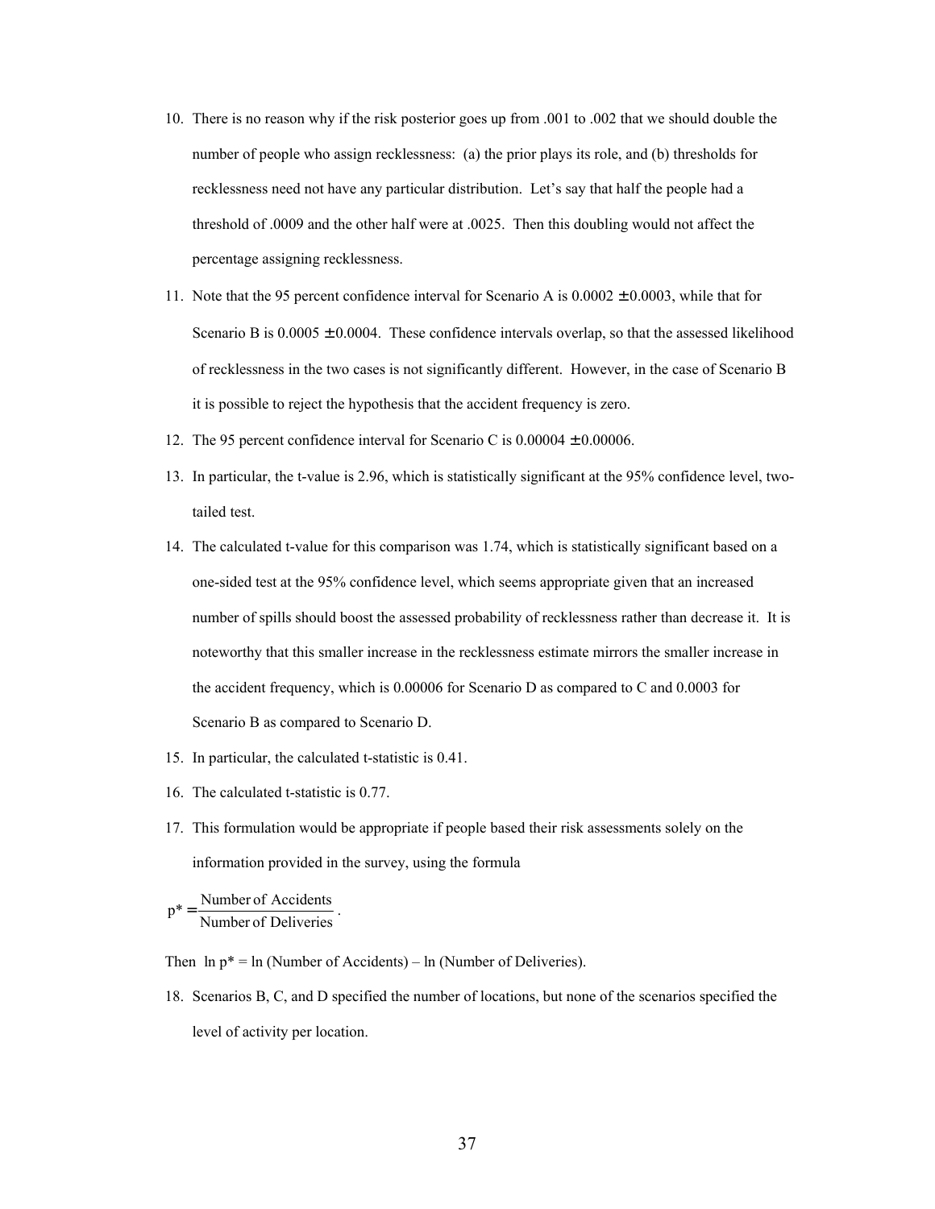10. There is no reason why if the risk posterior goes up from .001 to .002 that we should double the number of people who assign recklessness: (a) the prior plays its role, and (b) thresholds for recklessness need not have any particular distribution. Let's say that half the people had a threshold of .0009 and the other half were at .0025. Then this doubling would not affect the percentage assigning recklessness.

11. Note that the 95 percent confidence interval for Scenario A is $0.0002 \pm 0.0003$, while that for Scenario B is $0.0005 \pm 0.0004$. These confidence intervals overlap, so that the assessed likelihood of recklessness in the two cases is not significantly different. However, in the case of Scenario B it is possible to reject the hypothesis that the accident frequency is zero.

12. The 95 percent confidence interval for Scenario C is $0.00004 \pm 0.00006$.

13. In particular, the t-value is 2.96, which is statistically significant at the 95% confidence level, two-tailed test.

14. The calculated t-value for this comparison was 1.74, which is statistically significant based on a one-sided test at the 95% confidence level, which seems appropriate given that an increased number of spills should boost the assessed probability of recklessness rather than decrease it. It is noteworthy that this smaller increase in the recklessness estimate mirrors the smaller increase in the accident frequency, which is 0.00006 for Scenario D as compared to C and 0.0003 for Scenario B as compared to Scenario D.

15. In particular, the calculated t-statistic is 0.41.

16. The calculated t-statistic is 0.77.

17. This formulation would be appropriate if people based their risk assessments solely on the information provided in the survey, using the formula

$$p^* = \frac{\text{Number of Accidents}}{\text{Number of Deliveries}}.$$

Then $\ln p^* = \ln(\text{Number of Accidents}) - \ln(\text{Number of Deliveries})$.

18. Scenarios B, C, and D specified the number of locations, but none of the scenarios specified the level of activity per location.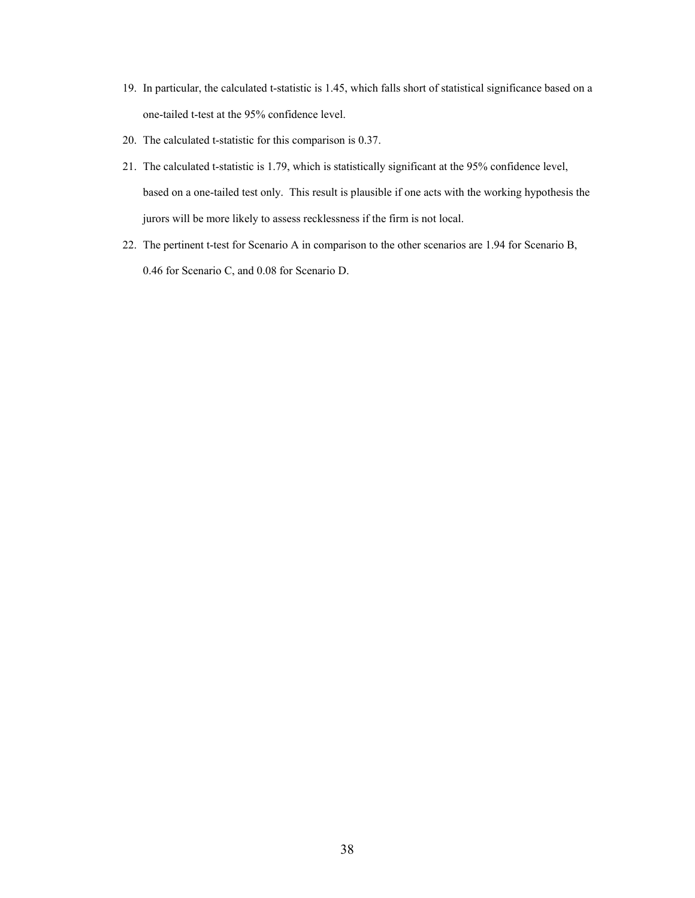19. In particular, the calculated t-statistic is 1.45, which falls short of statistical significance based on a one-tailed t-test at the 95% confidence level.
20. The calculated t-statistic for this comparison is 0.37.
21. The calculated t-statistic is 1.79, which is statistically significant at the 95% confidence level, based on a one-tailed test only. This result is plausible if one acts with the working hypothesis the jurors will be more likely to assess recklessness if the firm is not local.
22. The pertinent t-test for Scenario A in comparison to the other scenarios are 1.94 for Scenario B, 0.46 for Scenario C, and 0.08 for Scenario D.